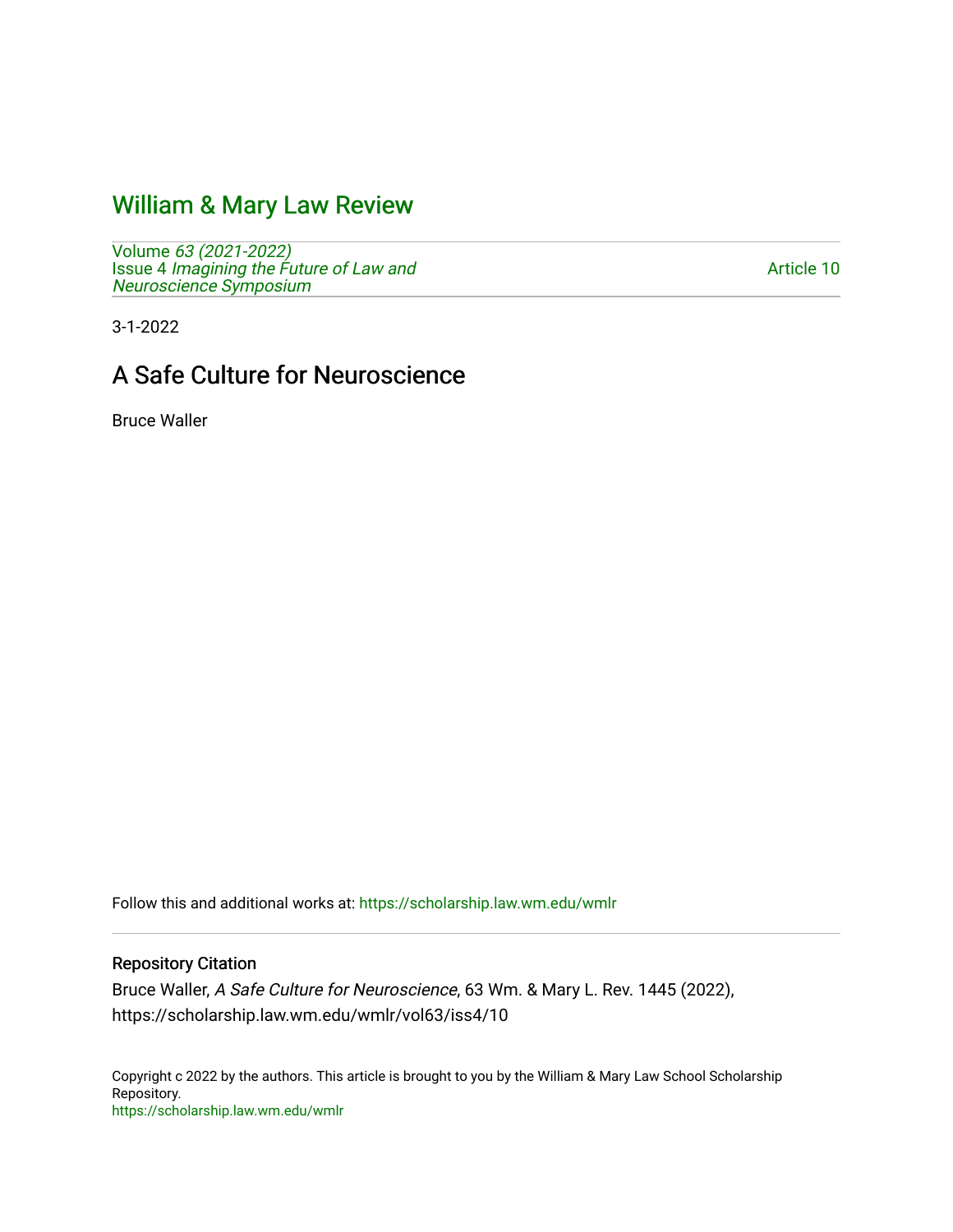# William & Mary Law Review

Volume *63 (2021-2022)*
Issue 4 *Imagining the Future of Law and Neuroscience Symposium*

Article 10

3-1-2022

## A Safe Culture for Neuroscience

Bruce Waller

Follow this and additional works at: https://scholarship.law.wm.edu/wmlr

### Repository Citation

Bruce Waller, *A Safe Culture for Neuroscience*, 63 Wm. & Mary L. Rev. 1445 (2022), https://scholarship.law.wm.edu/wmlr/vol63/iss4/10

Copyright c 2022 by the authors. This article is brought to you by the William & Mary Law School Scholarship Repository.
https://scholarship.law.wm.edu/wmlr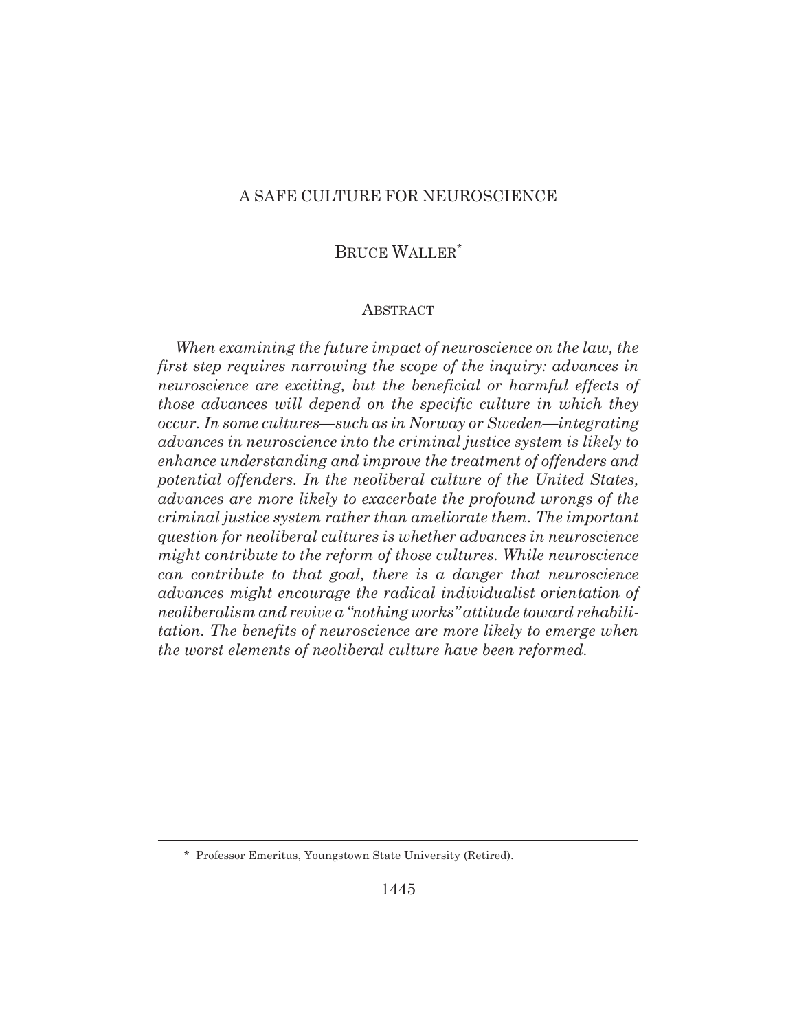# A SAFE CULTURE FOR NEUROSCIENCE

## BRUCE WALLER*

### ABSTRACT

*When examining the future impact of neuroscience on the law, the first step requires narrowing the scope of the inquiry: advances in neuroscience are exciting, but the beneficial or harmful effects of those advances will depend on the specific culture in which they occur. In some cultures—such as in Norway or Sweden—integrating advances in neuroscience into the criminal justice system is likely to enhance understanding and improve the treatment of offenders and potential offenders. In the neoliberal culture of the United States, advances are more likely to exacerbate the profound wrongs of the criminal justice system rather than ameliorate them. The important question for neoliberal cultures is whether advances in neuroscience might contribute to the reform of those cultures. While neuroscience can contribute to that goal, there is a danger that neuroscience advances might encourage the radical individualist orientation of neoliberalism and revive a "nothing works" attitude toward rehabilitation. The benefits of neuroscience are more likely to emerge when the worst elements of neoliberal culture have been reformed.*

---

\* Professor Emeritus, Youngstown State University (Retired).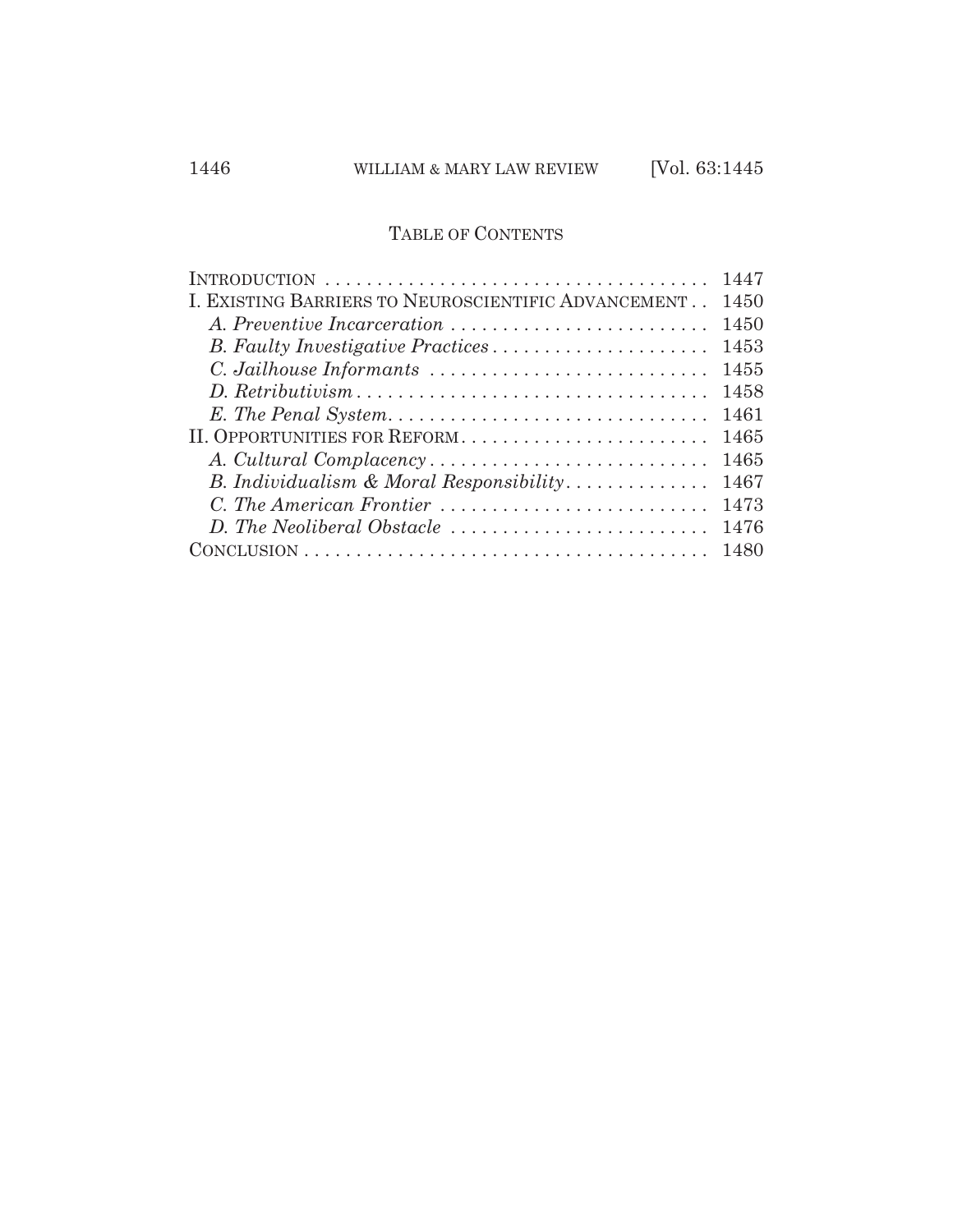## TABLE OF CONTENTS

| | |
|---|---|
| INTRODUCTION | 1447 |
| I. EXISTING BARRIERS TO NEUROSCIENTIFIC ADVANCEMENT | 1450 |
| *A. Preventive Incarceration* | 1450 |
| *B. Faulty Investigative Practices* | 1453 |
| *C. Jailhouse Informants* | 1455 |
| *D. Retributivism* | 1458 |
| *E. The Penal System* | 1461 |
| II. OPPORTUNITIES FOR REFORM | 1465 |
| *A. Cultural Complacency* | 1465 |
| *B. Individualism & Moral Responsibility* | 1467 |
| *C. The American Frontier* | 1473 |
| *D. The Neoliberal Obstacle* | 1476 |
| CONCLUSION | 1480 |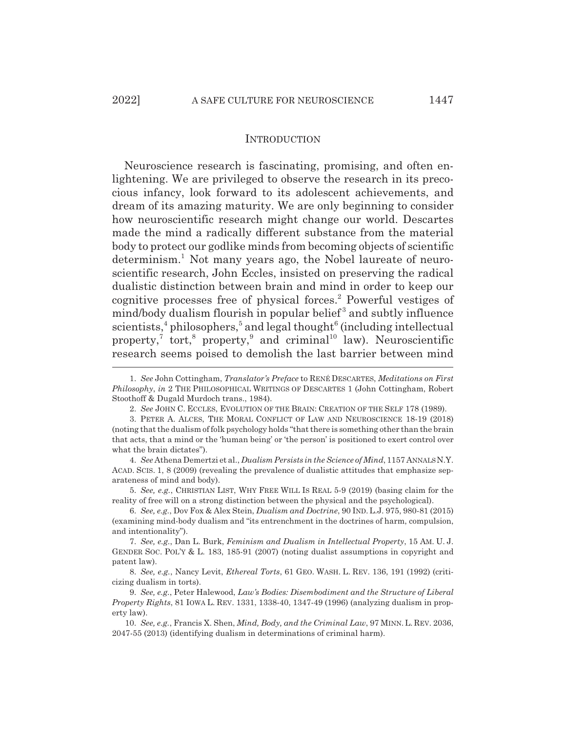## INTRODUCTION

Neuroscience research is fascinating, promising, and often enlightening. We are privileged to observe the research in its precocious infancy, look forward to its adolescent achievements, and dream of its amazing maturity. We are only beginning to consider how neuroscientific research might change our world. Descartes made the mind a radically different substance from the material body to protect our godlike minds from becoming objects of scientific determinism.[1] Not many years ago, the Nobel laureate of neuroscientific research, John Eccles, insisted on preserving the radical dualistic distinction between brain and mind in order to keep our cognitive processes free of physical forces.[2] Powerful vestiges of mind/body dualism flourish in popular belief[3] and subtly influence scientists,[4] philosophers,[5] and legal thought[6] (including intellectual property,[7] tort,[8] property,[9] and criminal[10] law). Neuroscientific research seems poised to demolish the last barrier between mind

---

1. *See* John Cottingham, *Translator's Preface* to RENÉ DESCARTES, *Meditations on First Philosophy*, *in* 2 THE PHILOSOPHICAL WRITINGS OF DESCARTES 1 (John Cottingham, Robert Stoothoff & Dugald Murdoch trans., 1984).

2. *See* JOHN C. ECCLES, EVOLUTION OF THE BRAIN: CREATION OF THE SELF 178 (1989).

3. PETER A. ALCES, THE MORAL CONFLICT OF LAW AND NEUROSCIENCE 18-19 (2018) (noting that the dualism of folk psychology holds "that there is something other than the brain that acts, that a mind or the 'human being' or 'the person' is positioned to exert control over what the brain dictates").

4. *See* Athena Demertzi et al., *Dualism Persists in the Science of Mind*, 1157 ANNALS N.Y. ACAD. SCIS. 1, 8 (2009) (revealing the prevalence of dualistic attitudes that emphasize separateness of mind and body).

5. *See, e.g.*, CHRISTIAN LIST, WHY FREE WILL IS REAL 5-9 (2019) (basing claim for the reality of free will on a strong distinction between the physical and the psychological).

6. *See, e.g.*, Dov Fox & Alex Stein, *Dualism and Doctrine*, 90 IND. L.J. 975, 980-81 (2015) (examining mind-body dualism and "its entrenchment in the doctrines of harm, compulsion, and intentionality").

7. *See, e.g.*, Dan L. Burk, *Feminism and Dualism in Intellectual Property*, 15 AM. U. J. GENDER SOC. POL'Y & L. 183, 185-91 (2007) (noting dualist assumptions in copyright and patent law).

8. *See, e.g.*, Nancy Levit, *Ethereal Torts*, 61 GEO. WASH. L. REV. 136, 191 (1992) (criticizing dualism in torts).

9. *See, e.g.*, Peter Halewood, *Law's Bodies: Disembodiment and the Structure of Liberal Property Rights*, 81 IOWA L. REV. 1331, 1338-40, 1347-49 (1996) (analyzing dualism in property law).

10. *See, e.g.*, Francis X. Shen, *Mind, Body, and the Criminal Law*, 97 MINN. L. REV. 2036, 2047-55 (2013) (identifying dualism in determinations of criminal harm).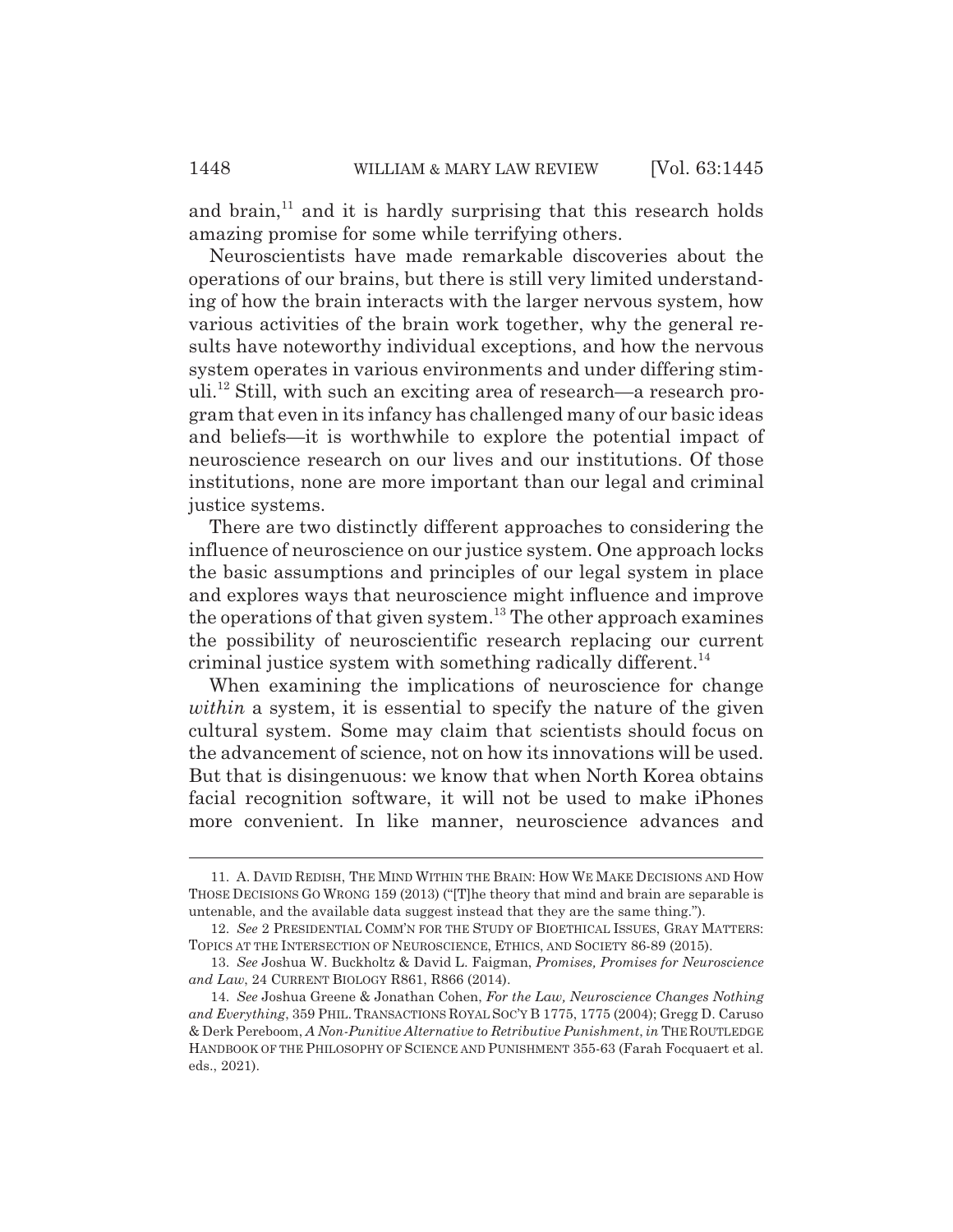and brain,[11] and it is hardly surprising that this research holds amazing promise for some while terrifying others.

Neuroscientists have made remarkable discoveries about the operations of our brains, but there is still very limited understanding of how the brain interacts with the larger nervous system, how various activities of the brain work together, why the general results have noteworthy individual exceptions, and how the nervous system operates in various environments and under differing stimuli.[12] Still, with such an exciting area of research—a research program that even in its infancy has challenged many of our basic ideas and beliefs—it is worthwhile to explore the potential impact of neuroscience research on our lives and our institutions. Of those institutions, none are more important than our legal and criminal justice systems.

There are two distinctly different approaches to considering the influence of neuroscience on our justice system. One approach locks the basic assumptions and principles of our legal system in place and explores ways that neuroscience might influence and improve the operations of that given system.[13] The other approach examines the possibility of neuroscientific research replacing our current criminal justice system with something radically different.[14]

When examining the implications of neuroscience for change *within* a system, it is essential to specify the nature of the given cultural system. Some may claim that scientists should focus on the advancement of science, not on how its innovations will be used. But that is disingenuous: we know that when North Korea obtains facial recognition software, it will not be used to make iPhones more convenient. In like manner, neuroscience advances and

---

11. A. DAVID REDISH, THE MIND WITHIN THE BRAIN: HOW WE MAKE DECISIONS AND HOW THOSE DECISIONS GO WRONG 159 (2013) ("[T]he theory that mind and brain are separable is untenable, and the available data suggest instead that they are the same thing.").

12. *See* 2 PRESIDENTIAL COMM'N FOR THE STUDY OF BIOETHICAL ISSUES, GRAY MATTERS: TOPICS AT THE INTERSECTION OF NEUROSCIENCE, ETHICS, AND SOCIETY 86-89 (2015).

13. *See* Joshua W. Buckholtz & David L. Faigman, *Promises, Promises for Neuroscience and Law*, 24 CURRENT BIOLOGY R861, R866 (2014).

14. *See* Joshua Greene & Jonathan Cohen, *For the Law, Neuroscience Changes Nothing and Everything*, 359 PHIL. TRANSACTIONS ROYAL SOC'Y B 1775, 1775 (2004); Gregg D. Caruso & Derk Pereboom, *A Non-Punitive Alternative to Retributive Punishment*, *in* THE ROUTLEDGE HANDBOOK OF THE PHILOSOPHY OF SCIENCE AND PUNISHMENT 355-63 (Farah Focquaert et al. eds., 2021).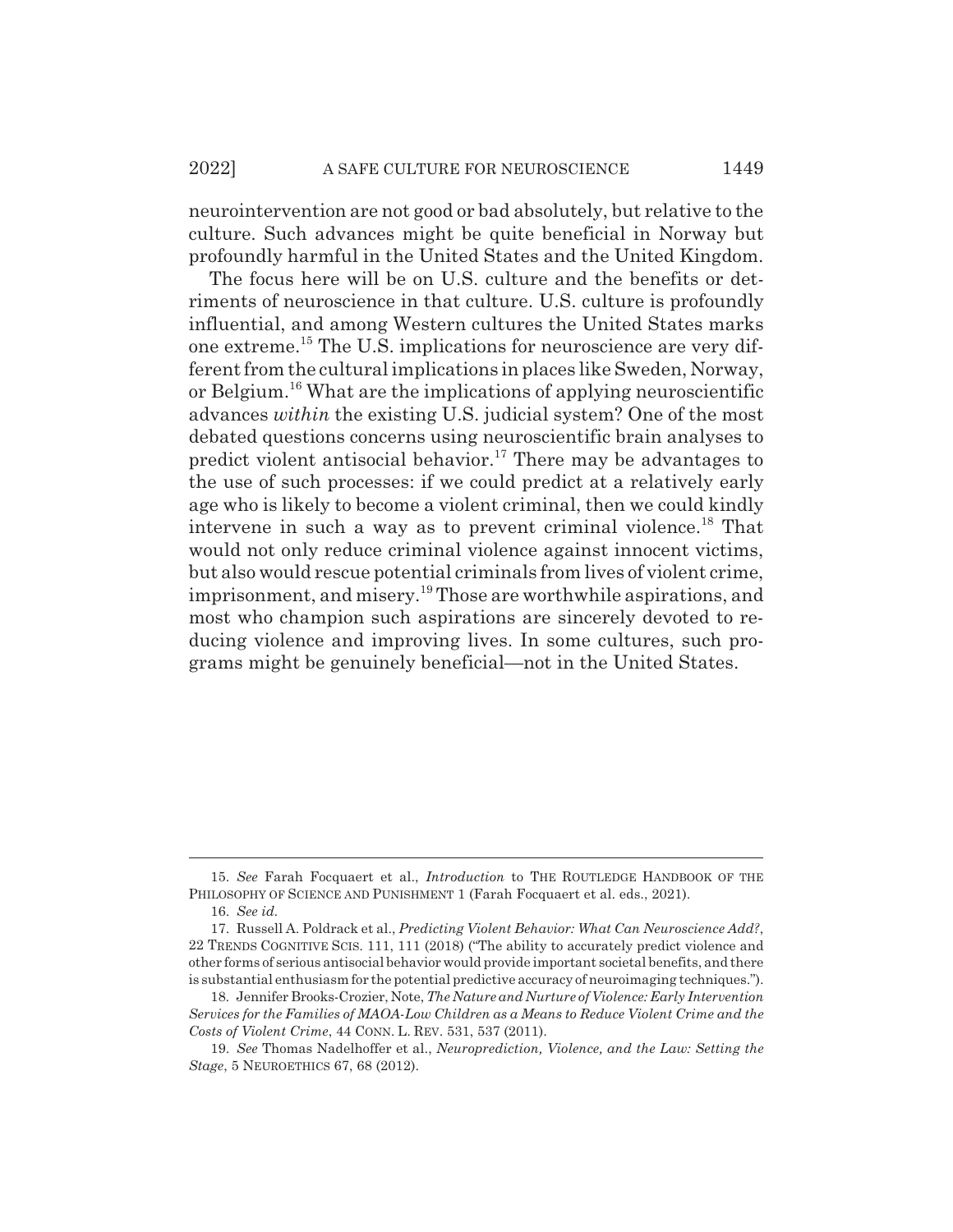neurointervention are not good or bad absolutely, but relative to the culture. Such advances might be quite beneficial in Norway but profoundly harmful in the United States and the United Kingdom.

The focus here will be on U.S. culture and the benefits or detriments of neuroscience in that culture. U.S. culture is profoundly influential, and among Western cultures the United States marks one extreme.[15] The U.S. implications for neuroscience are very different from the cultural implications in places like Sweden, Norway, or Belgium.[16] What are the implications of applying neuroscientific advances *within* the existing U.S. judicial system? One of the most debated questions concerns using neuroscientific brain analyses to predict violent antisocial behavior.[17] There may be advantages to the use of such processes: if we could predict at a relatively early age who is likely to become a violent criminal, then we could kindly intervene in such a way as to prevent criminal violence.[18] That would not only reduce criminal violence against innocent victims, but also would rescue potential criminals from lives of violent crime, imprisonment, and misery.[19] Those are worthwhile aspirations, and most who champion such aspirations are sincerely devoted to reducing violence and improving lives. In some cultures, such programs might be genuinely beneficial—not in the United States.

---

15. *See* Farah Focquaert et al., *Introduction* to THE ROUTLEDGE HANDBOOK OF THE PHILOSOPHY OF SCIENCE AND PUNISHMENT 1 (Farah Focquaert et al. eds., 2021).

16. *See id.*

17. Russell A. Poldrack et al., *Predicting Violent Behavior: What Can Neuroscience Add?*, 22 TRENDS COGNITIVE SCIS. 111, 111 (2018) ("The ability to accurately predict violence and other forms of serious antisocial behavior would provide important societal benefits, and there is substantial enthusiasm for the potential predictive accuracy of neuroimaging techniques.").

18. Jennifer Brooks-Crozier, Note, *The Nature and Nurture of Violence: Early Intervention Services for the Families of MAOA-Low Children as a Means to Reduce Violent Crime and the Costs of Violent Crime*, 44 CONN. L. REV. 531, 537 (2011).

19. *See* Thomas Nadelhoffer et al., *Neuroprediction, Violence, and the Law: Setting the Stage*, 5 NEUROETHICS 67, 68 (2012).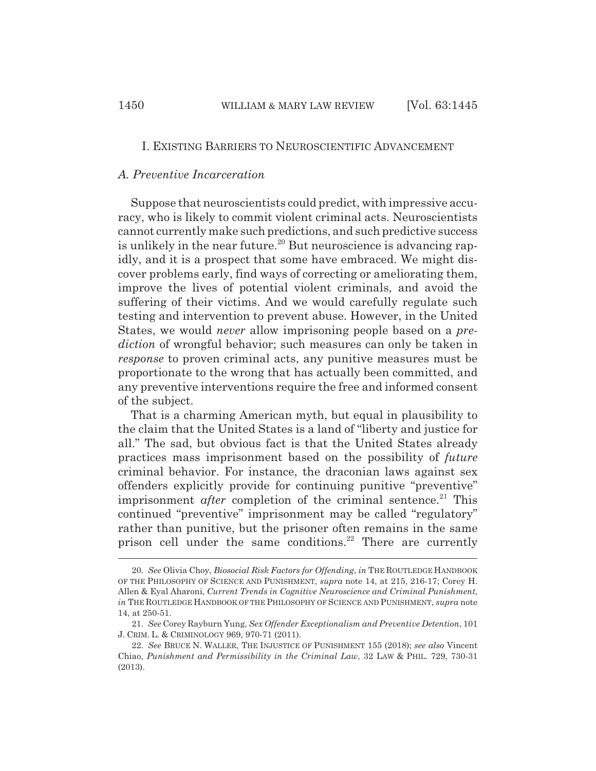## I. EXISTING BARRIERS TO NEUROSCIENTIFIC ADVANCEMENT

### *A. Preventive Incarceration*

Suppose that neuroscientists could predict, with impressive accuracy, who is likely to commit violent criminal acts. Neuroscientists cannot currently make such predictions, and such predictive success is unlikely in the near future.[20] But neuroscience is advancing rapidly, and it is a prospect that some have embraced. We might discover problems early, find ways of correcting or ameliorating them, improve the lives of potential violent criminals, and avoid the suffering of their victims. And we would carefully regulate such testing and intervention to prevent abuse. However, in the United States, we would *never* allow imprisoning people based on a *prediction* of wrongful behavior; such measures can only be taken in *response* to proven criminal acts, any punitive measures must be proportionate to the wrong that has actually been committed, and any preventive interventions require the free and informed consent of the subject.

That is a charming American myth, but equal in plausibility to the claim that the United States is a land of "liberty and justice for all." The sad, but obvious fact is that the United States already practices mass imprisonment based on the possibility of *future* criminal behavior. For instance, the draconian laws against sex offenders explicitly provide for continuing punitive "preventive" imprisonment *after* completion of the criminal sentence.[21] This continued "preventive" imprisonment may be called "regulatory" rather than punitive, but the prisoner often remains in the same prison cell under the same conditions.[22] There are currently

---

20. *See* Olivia Choy, *Biosocial Risk Factors for Offending*, *in* THE ROUTLEDGE HANDBOOK OF THE PHILOSOPHY OF SCIENCE AND PUNISHMENT, *supra* note 14, at 215, 216-17; Corey H. Allen & Eyal Aharoni, *Current Trends in Cognitive Neuroscience and Criminal Punishment*, *in* THE ROUTLEDGE HANDBOOK OF THE PHILOSOPHY OF SCIENCE AND PUNISHMENT, *supra* note 14, at 250-51.

21. *See* Corey Rayburn Yung, *Sex Offender Exceptionalism and Preventive Detention*, 101 J. CRIM. L. & CRIMINOLOGY 969, 970-71 (2011).

22. *See* BRUCE N. WALLER, THE INJUSTICE OF PUNISHMENT 155 (2018); *see also* Vincent Chiao, *Punishment and Permissibility in the Criminal Law*, 32 LAW & PHIL. 729, 730-31 (2013).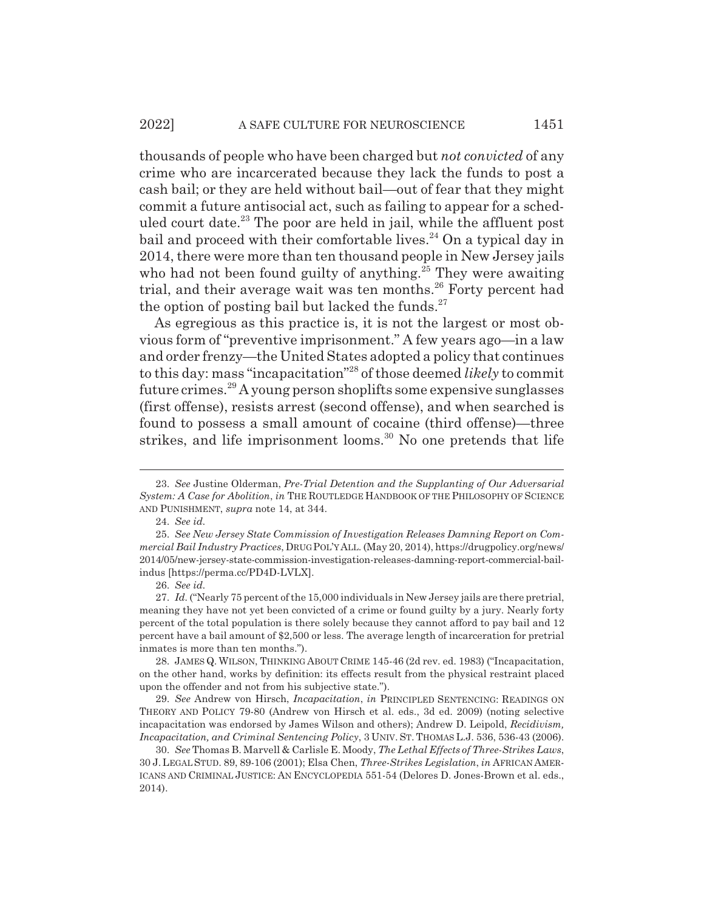thousands of people who have been charged but *not convicted* of any crime who are incarcerated because they lack the funds to post a cash bail; or they are held without bail—out of fear that they might commit a future antisocial act, such as failing to appear for a scheduled court date.[23] The poor are held in jail, while the affluent post bail and proceed with their comfortable lives.[24] On a typical day in 2014, there were more than ten thousand people in New Jersey jails who had not been found guilty of anything.[25] They were awaiting trial, and their average wait was ten months.[26] Forty percent had the option of posting bail but lacked the funds.[27]

As egregious as this practice is, it is not the largest or most obvious form of "preventive imprisonment." A few years ago—in a law and order frenzy—the United States adopted a policy that continues to this day: mass "incapacitation"[28] of those deemed *likely* to commit future crimes.[29] A young person shoplifts some expensive sunglasses (first offense), resists arrest (second offense), and when searched is found to possess a small amount of cocaine (third offense)—three strikes, and life imprisonment looms.[30] No one pretends that life

---

23. *See* Justine Olderman, *Pre-Trial Detention and the Supplanting of Our Adversarial System: A Case for Abolition*, *in* THE ROUTLEDGE HANDBOOK OF THE PHILOSOPHY OF SCIENCE AND PUNISHMENT, *supra* note 14, at 344.

24. *See id.*

25. *See New Jersey State Commission of Investigation Releases Damning Report on Commercial Bail Industry Practices*, DRUG POL'Y ALL. (May 20, 2014), https://drugpolicy.org/news/2014/05/new-jersey-state-commission-investigation-releases-damning-report-commercial-bail-indus [https://perma.cc/PD4D-LVLX].

26. *See id.*

27. *Id.* ("Nearly 75 percent of the 15,000 individuals in New Jersey jails are there pretrial, meaning they have not yet been convicted of a crime or found guilty by a jury. Nearly forty percent of the total population is there solely because they cannot afford to pay bail and 12 percent have a bail amount of $2,500 or less. The average length of incarceration for pretrial inmates is more than ten months.").

28. JAMES Q. WILSON, THINKING ABOUT CRIME 145-46 (2d rev. ed. 1983) ("Incapacitation, on the other hand, works by definition: its effects result from the physical restraint placed upon the offender and not from his subjective state.").

29. *See* Andrew von Hirsch, *Incapacitation*, *in* PRINCIPLED SENTENCING: READINGS ON THEORY AND POLICY 79-80 (Andrew von Hirsch et al. eds., 3d ed. 2009) (noting selective incapacitation was endorsed by James Wilson and others); Andrew D. Leipold, *Recidivism, Incapacitation, and Criminal Sentencing Policy*, 3 UNIV. ST. THOMAS L.J. 536, 536-43 (2006).

30. *See* Thomas B. Marvell & Carlisle E. Moody, *The Lethal Effects of Three-Strikes Laws*, 30 J. LEGAL STUD. 89, 89-106 (2001); Elsa Chen, *Three-Strikes Legislation*, *in* AFRICAN AMERICANS AND CRIMINAL JUSTICE: AN ENCYCLOPEDIA 551-54 (Delores D. Jones-Brown et al. eds., 2014).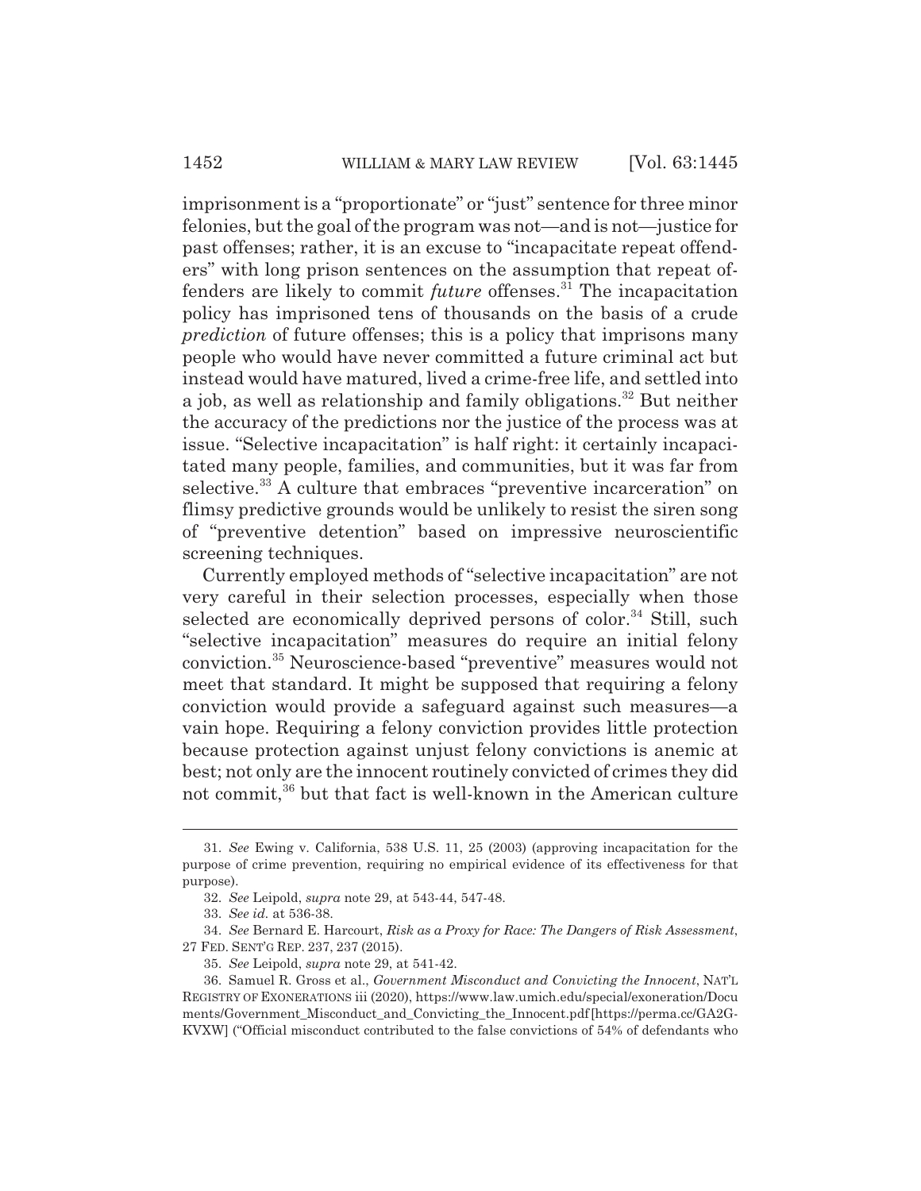imprisonment is a "proportionate" or "just" sentence for three minor felonies, but the goal of the program was not—and is not—justice for past offenses; rather, it is an excuse to "incapacitate repeat offenders" with long prison sentences on the assumption that repeat offenders are likely to commit *future* offenses.[31] The incapacitation policy has imprisoned tens of thousands on the basis of a crude *prediction* of future offenses; this is a policy that imprisons many people who would have never committed a future criminal act but instead would have matured, lived a crime-free life, and settled into a job, as well as relationship and family obligations.[32] But neither the accuracy of the predictions nor the justice of the process was at issue. "Selective incapacitation" is half right: it certainly incapacitated many people, families, and communities, but it was far from selective.[33] A culture that embraces "preventive incarceration" on flimsy predictive grounds would be unlikely to resist the siren song of "preventive detention" based on impressive neuroscientific screening techniques.

Currently employed methods of "selective incapacitation" are not very careful in their selection processes, especially when those selected are economically deprived persons of color.[34] Still, such "selective incapacitation" measures do require an initial felony conviction.[35] Neuroscience-based "preventive" measures would not meet that standard. It might be supposed that requiring a felony conviction would provide a safeguard against such measures—a vain hope. Requiring a felony conviction provides little protection because protection against unjust felony convictions is anemic at best; not only are the innocent routinely convicted of crimes they did not commit,[36] but that fact is well-known in the American culture

---

31. *See* Ewing v. California, 538 U.S. 11, 25 (2003) (approving incapacitation for the purpose of crime prevention, requiring no empirical evidence of its effectiveness for that purpose).

32. *See* Leipold, *supra* note 29, at 543-44, 547-48.

33. *See id.* at 536-38.

34. *See* Bernard E. Harcourt, *Risk as a Proxy for Race: The Dangers of Risk Assessment*, 27 FED. SENT'G REP. 237, 237 (2015).

35. *See* Leipold, *supra* note 29, at 541-42.

36. Samuel R. Gross et al., *Government Misconduct and Convicting the Innocent*, NAT'L REGISTRY OF EXONERATIONS iii (2020), https://www.law.umich.edu/special/exoneration/Documents/Government_Misconduct_and_Convicting_the_Innocent.pdf [https://perma.cc/GA2G-KVXW] ("Official misconduct contributed to the false convictions of 54% of defendants who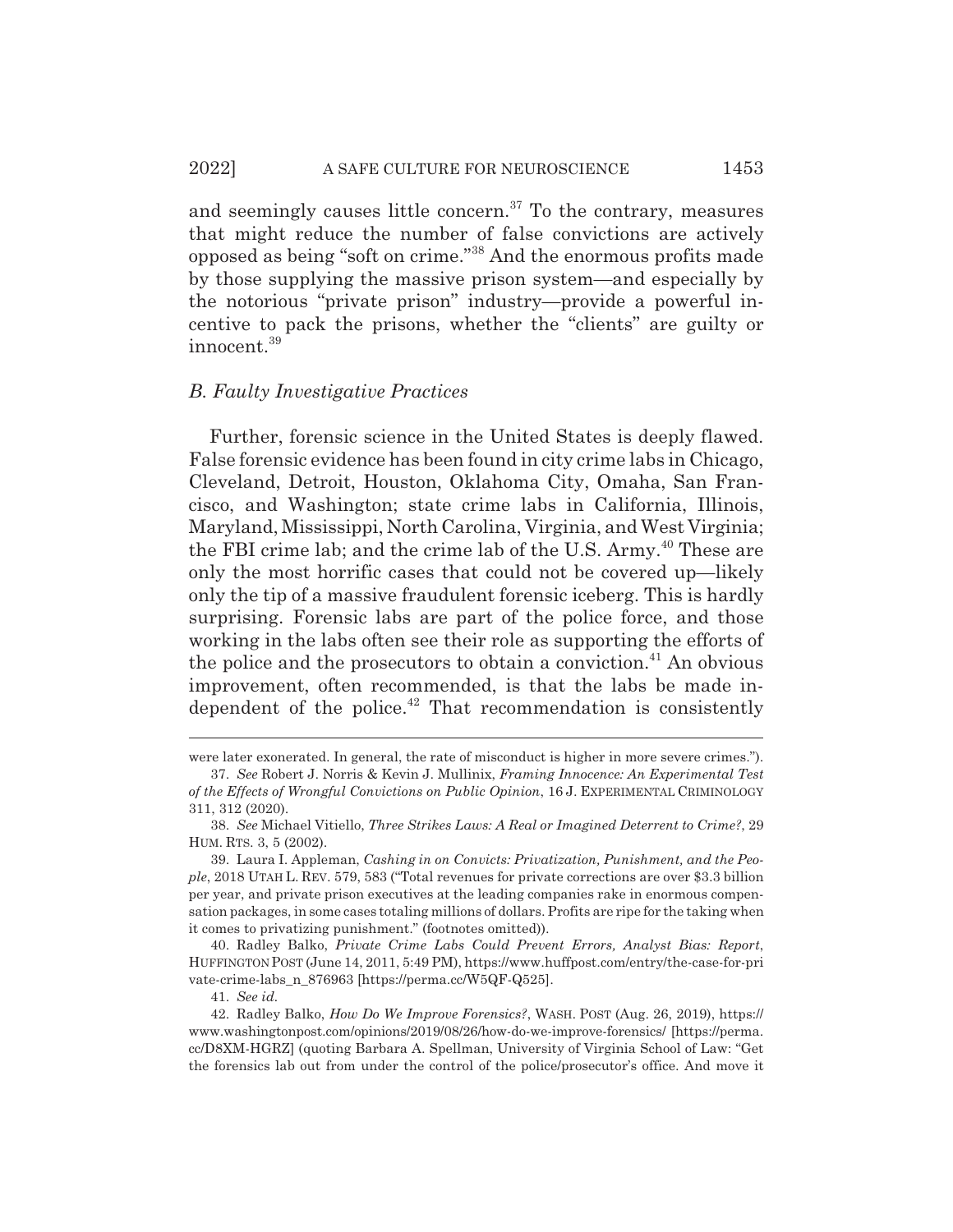and seemingly causes little concern.[37] To the contrary, measures that might reduce the number of false convictions are actively opposed as being "soft on crime."[38] And the enormous profits made by those supplying the massive prison system—and especially by the notorious "private prison" industry—provide a powerful incentive to pack the prisons, whether the "clients" are guilty or innocent.[39]

### *B. Faulty Investigative Practices*

Further, forensic science in the United States is deeply flawed. False forensic evidence has been found in city crime labs in Chicago, Cleveland, Detroit, Houston, Oklahoma City, Omaha, San Francisco, and Washington; state crime labs in California, Illinois, Maryland, Mississippi, North Carolina, Virginia, and West Virginia; the FBI crime lab; and the crime lab of the U.S. Army.[40] These are only the most horrific cases that could not be covered up—likely only the tip of a massive fraudulent forensic iceberg. This is hardly surprising. Forensic labs are part of the police force, and those working in the labs often see their role as supporting the efforts of the police and the prosecutors to obtain a conviction.[41] An obvious improvement, often recommended, is that the labs be made independent of the police.[42] That recommendation is consistently

---

were later exonerated. In general, the rate of misconduct is higher in more severe crimes.").

37. *See* Robert J. Norris & Kevin J. Mullinix, *Framing Innocence: An Experimental Test of the Effects of Wrongful Convictions on Public Opinion*, 16 J. EXPERIMENTAL CRIMINOLOGY 311, 312 (2020).

38. *See* Michael Vitiello, *Three Strikes Laws: A Real or Imagined Deterrent to Crime?*, 29 HUM. RTS. 3, 5 (2002).

39. Laura I. Appleman, *Cashing in on Convicts: Privatization, Punishment, and the People*, 2018 UTAH L. REV. 579, 583 ("Total revenues for private corrections are over $3.3 billion per year, and private prison executives at the leading companies rake in enormous compensation packages, in some cases totaling millions of dollars. Profits are ripe for the taking when it comes to privatizing punishment." (footnotes omitted)).

40. Radley Balko, *Private Crime Labs Could Prevent Errors, Analyst Bias: Report*, HUFFINGTON POST (June 14, 2011, 5:49 PM), https://www.huffpost.com/entry/the-case-for-private-crime-labs_n_876963 [https://perma.cc/W5QF-Q525].

41. *See id.*

42. Radley Balko, *How Do We Improve Forensics?*, WASH. POST (Aug. 26, 2019), https://www.washingtonpost.com/opinions/2019/08/26/how-do-we-improve-forensics/ [https://perma.cc/D8XM-HGRZ] (quoting Barbara A. Spellman, University of Virginia School of Law: "Get the forensics lab out from under the control of the police/prosecutor's office. And move it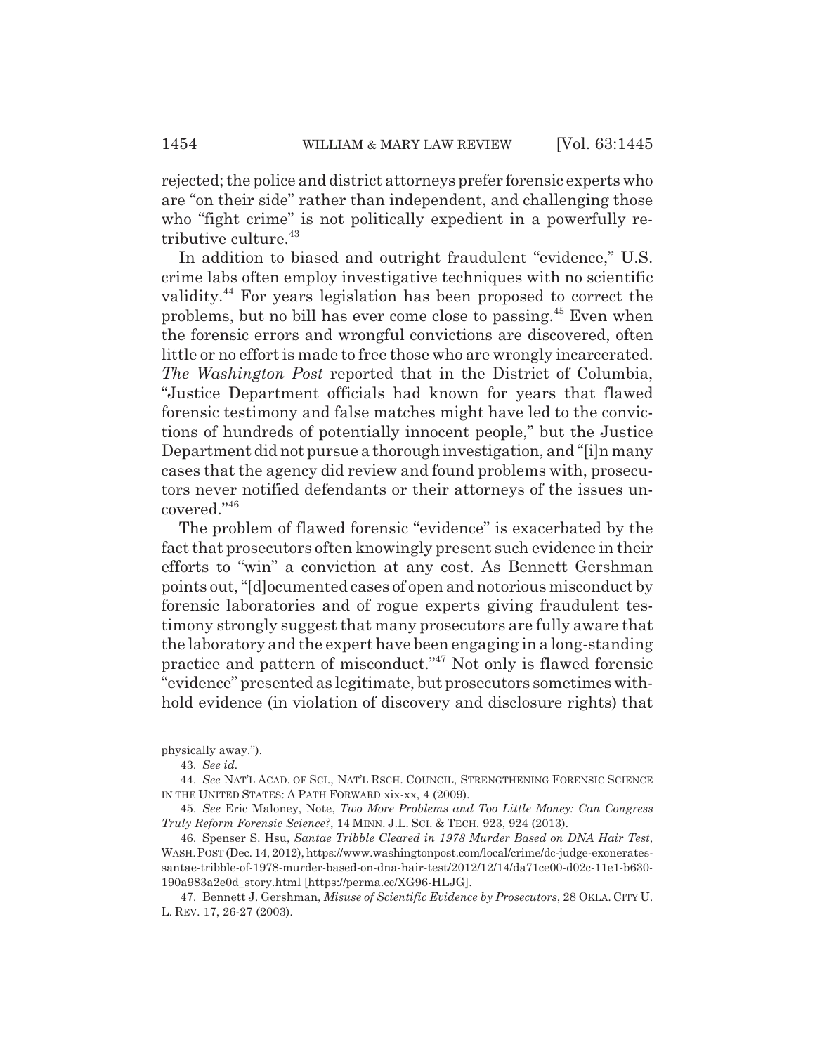rejected; the police and district attorneys prefer forensic experts who are "on their side" rather than independent, and challenging those who "fight crime" is not politically expedient in a powerfully retributive culture.[43]

In addition to biased and outright fraudulent "evidence," U.S. crime labs often employ investigative techniques with no scientific validity.[44] For years legislation has been proposed to correct the problems, but no bill has ever come close to passing.[45] Even when the forensic errors and wrongful convictions are discovered, often little or no effort is made to free those who are wrongly incarcerated. *The Washington Post* reported that in the District of Columbia, "Justice Department officials had known for years that flawed forensic testimony and false matches might have led to the convictions of hundreds of potentially innocent people," but the Justice Department did not pursue a thorough investigation, and "[i]n many cases that the agency did review and found problems with, prosecutors never notified defendants or their attorneys of the issues uncovered."[46]

The problem of flawed forensic "evidence" is exacerbated by the fact that prosecutors often knowingly present such evidence in their efforts to "win" a conviction at any cost. As Bennett Gershman points out, "[d]ocumented cases of open and notorious misconduct by forensic laboratories and of rogue experts giving fraudulent testimony strongly suggest that many prosecutors are fully aware that the laboratory and the expert have been engaging in a long-standing practice and pattern of misconduct."[47] Not only is flawed forensic "evidence" presented as legitimate, but prosecutors sometimes withhold evidence (in violation of discovery and disclosure rights) that

---

physically away.").

43. *See id.*

44. *See* NAT'L ACAD. OF SCI., NAT'L RSCH. COUNCIL, STRENGTHENING FORENSIC SCIENCE IN THE UNITED STATES: A PATH FORWARD xix-xx, 4 (2009).

45. *See* Eric Maloney, Note, *Two More Problems and Too Little Money: Can Congress Truly Reform Forensic Science?*, 14 MINN. J.L. SCI. & TECH. 923, 924 (2013).

46. Spenser S. Hsu, *Santae Tribble Cleared in 1978 Murder Based on DNA Hair Test*, WASH. POST (Dec. 14, 2012), https://www.washingtonpost.com/local/crime/dc-judge-exonerates-santae-tribble-of-1978-murder-based-on-dna-hair-test/2012/12/14/da71ce00-d02c-11e1-b630-190a983a2e0d_story.html [https://perma.cc/XG96-HLJG].

47. Bennett J. Gershman, *Misuse of Scientific Evidence by Prosecutors*, 28 OKLA. CITY U. L. REV. 17, 26-27 (2003).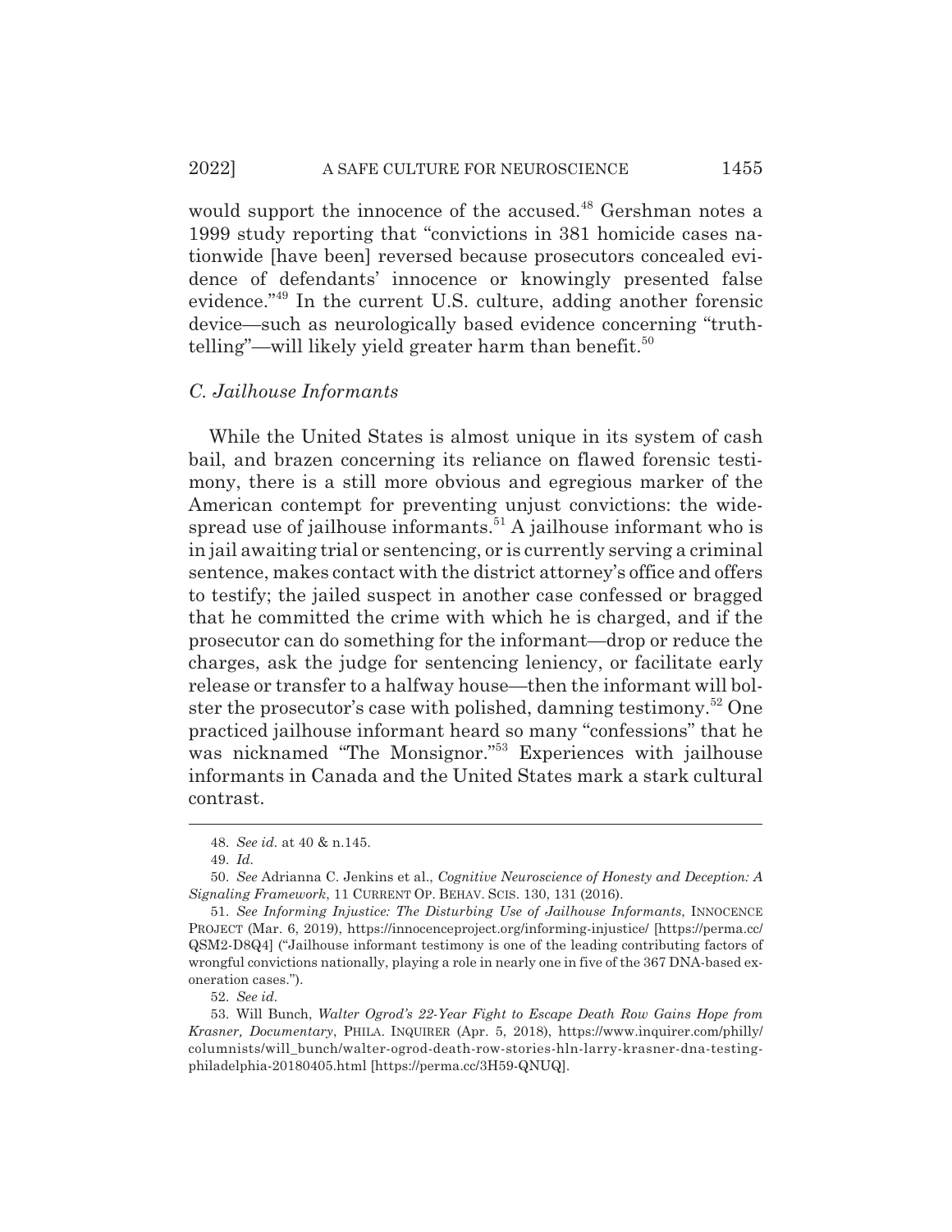would support the innocence of the accused.[48] Gershman notes a 1999 study reporting that "convictions in 381 homicide cases nationwide [have been] reversed because prosecutors concealed evidence of defendants' innocence or knowingly presented false evidence."[49] In the current U.S. culture, adding another forensic device—such as neurologically based evidence concerning "truth-telling"—will likely yield greater harm than benefit.[50]

### *C. Jailhouse Informants*

While the United States is almost unique in its system of cash bail, and brazen concerning its reliance on flawed forensic testimony, there is a still more obvious and egregious marker of the American contempt for preventing unjust convictions: the widespread use of jailhouse informants.[51] A jailhouse informant who is in jail awaiting trial or sentencing, or is currently serving a criminal sentence, makes contact with the district attorney's office and offers to testify; the jailed suspect in another case confessed or bragged that he committed the crime with which he is charged, and if the prosecutor can do something for the informant—drop or reduce the charges, ask the judge for sentencing leniency, or facilitate early release or transfer to a halfway house—then the informant will bolster the prosecutor's case with polished, damning testimony.[52] One practiced jailhouse informant heard so many "confessions" that he was nicknamed "The Monsignor."[53] Experiences with jailhouse informants in Canada and the United States mark a stark cultural contrast.

---

48. *See id.* at 40 & n.145.

49. *Id.*

50. *See* Adrianna C. Jenkins et al., *Cognitive Neuroscience of Honesty and Deception: A Signaling Framework*, 11 CURRENT OP. BEHAV. SCIS. 130, 131 (2016).

51. *See Informing Injustice: The Disturbing Use of Jailhouse Informants*, INNOCENCE PROJECT (Mar. 6, 2019), https://innocenceproject.org/informing-injustice/ [https://perma.cc/QSM2-D8Q4] ("Jailhouse informant testimony is one of the leading contributing factors of wrongful convictions nationally, playing a role in nearly one in five of the 367 DNA-based exoneration cases.").

52. *See id.*

53. Will Bunch, *Walter Ogrod's 22-Year Fight to Escape Death Row Gains Hope from Krasner, Documentary*, PHILA. INQUIRER (Apr. 5, 2018), https://www.inquirer.com/philly/columnists/will_bunch/walter-ogrod-death-row-stories-hln-larry-krasner-dna-testing-philadelphia-20180405.html [https://perma.cc/3H59-QNUQ].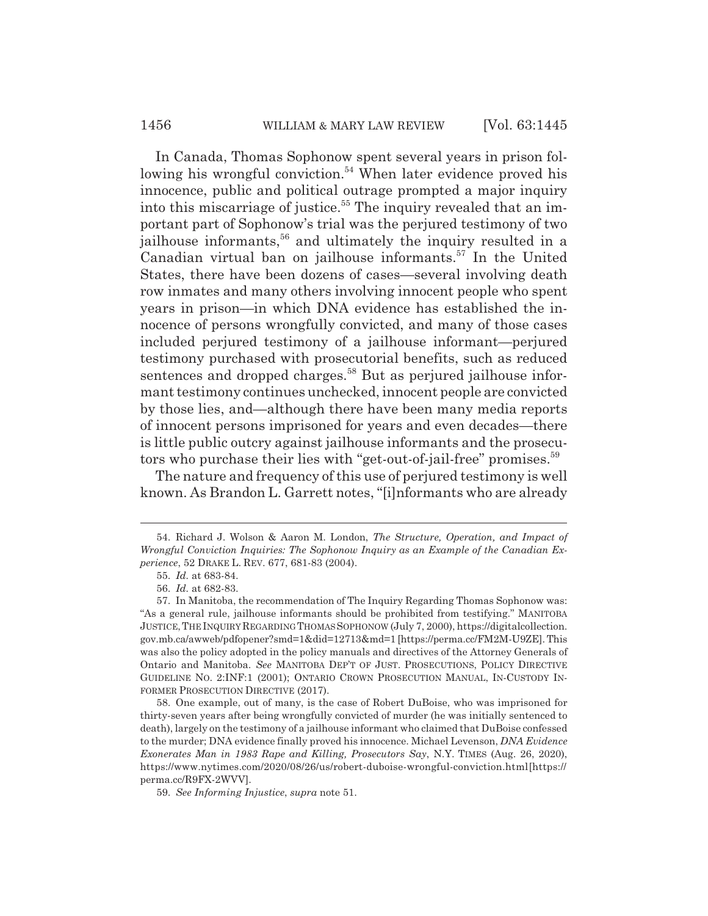In Canada, Thomas Sophonow spent several years in prison following his wrongful conviction.[54] When later evidence proved his innocence, public and political outrage prompted a major inquiry into this miscarriage of justice.[55] The inquiry revealed that an important part of Sophonow's trial was the perjured testimony of two jailhouse informants,[56] and ultimately the inquiry resulted in a Canadian virtual ban on jailhouse informants.[57] In the United States, there have been dozens of cases—several involving death row inmates and many others involving innocent people who spent years in prison—in which DNA evidence has established the innocence of persons wrongfully convicted, and many of those cases included perjured testimony of a jailhouse informant—perjured testimony purchased with prosecutorial benefits, such as reduced sentences and dropped charges.[58] But as perjured jailhouse informant testimony continues unchecked, innocent people are convicted by those lies, and—although there have been many media reports of innocent persons imprisoned for years and even decades—there is little public outcry against jailhouse informants and the prosecutors who purchase their lies with "get-out-of-jail-free" promises.[59]

The nature and frequency of this use of perjured testimony is well known. As Brandon L. Garrett notes, "[i]nformants who are already

---

54. Richard J. Wolson & Aaron M. London, *The Structure, Operation, and Impact of Wrongful Conviction Inquiries: The Sophonow Inquiry as an Example of the Canadian Experience*, 52 DRAKE L. REV. 677, 681-83 (2004).

55. *Id.* at 683-84.

56. *Id.* at 682-83.

57. In Manitoba, the recommendation of The Inquiry Regarding Thomas Sophonow was: "As a general rule, jailhouse informants should be prohibited from testifying." MANITOBA JUSTICE, THE INQUIRY REGARDING THOMAS SOPHONOW (July 7, 2000), https://digitalcollection.gov.mb.ca/awweb/pdfopener?smd=1&did=12713&md=1 [https://perma.cc/FM2M-U9ZE]. This was also the policy adopted in the policy manuals and directives of the Attorney Generals of Ontario and Manitoba. *See* MANITOBA DEP'T OF JUST. PROSECUTIONS, POLICY DIRECTIVE GUIDELINE NO. 2:INF:1 (2001); ONTARIO CROWN PROSECUTION MANUAL, IN-CUSTODY INFORMER PROSECUTION DIRECTIVE (2017).

58. One example, out of many, is the case of Robert DuBoise, who was imprisoned for thirty-seven years after being wrongfully convicted of murder (he was initially sentenced to death), largely on the testimony of a jailhouse informant who claimed that DuBoise confessed to the murder; DNA evidence finally proved his innocence. Michael Levenson, *DNA Evidence Exonerates Man in 1983 Rape and Killing, Prosecutors Say*, N.Y. TIMES (Aug. 26, 2020), https://www.nytimes.com/2020/08/26/us/robert-duboise-wrongful-conviction.html [https://perma.cc/R9FX-2WVV].

59. *See Informing Injustice*, *supra* note 51.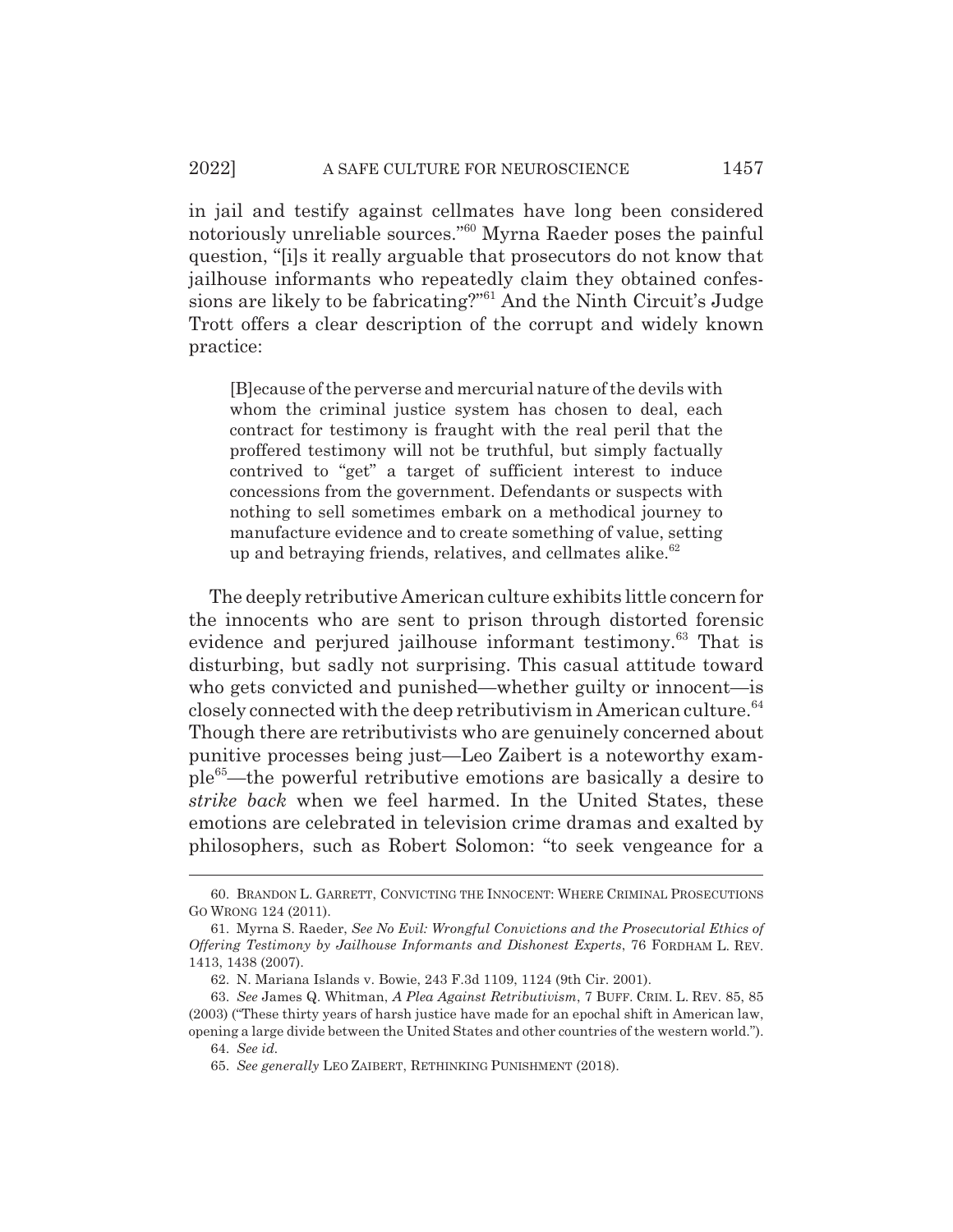in jail and testify against cellmates have long been considered notoriously unreliable sources."[60] Myrna Raeder poses the painful question, "[i]s it really arguable that prosecutors do not know that jailhouse informants who repeatedly claim they obtained confessions are likely to be fabricating?"[61] And the Ninth Circuit's Judge Trott offers a clear description of the corrupt and widely known practice:

> [B]ecause of the perverse and mercurial nature of the devils with whom the criminal justice system has chosen to deal, each contract for testimony is fraught with the real peril that the proffered testimony will not be truthful, but simply factually contrived to "get" a target of sufficient interest to induce concessions from the government. Defendants or suspects with nothing to sell sometimes embark on a methodical journey to manufacture evidence and to create something of value, setting up and betraying friends, relatives, and cellmates alike.[62]

The deeply retributive American culture exhibits little concern for the innocents who are sent to prison through distorted forensic evidence and perjured jailhouse informant testimony.[63] That is disturbing, but sadly not surprising. This casual attitude toward who gets convicted and punished—whether guilty or innocent—is closely connected with the deep retributivism in American culture.[64] Though there are retributivists who are genuinely concerned about punitive processes being just—Leo Zaibert is a noteworthy example[65]—the powerful retributive emotions are basically a desire to *strike back* when we feel harmed. In the United States, these emotions are celebrated in television crime dramas and exalted by philosophers, such as Robert Solomon: "to seek vengeance for a

---

60. BRANDON L. GARRETT, CONVICTING THE INNOCENT: WHERE CRIMINAL PROSECUTIONS GO WRONG 124 (2011).

61. Myrna S. Raeder, *See No Evil: Wrongful Convictions and the Prosecutorial Ethics of Offering Testimony by Jailhouse Informants and Dishonest Experts*, 76 FORDHAM L. REV. 1413, 1438 (2007).

62. N. Mariana Islands v. Bowie, 243 F.3d 1109, 1124 (9th Cir. 2001).

63. *See* James Q. Whitman, *A Plea Against Retributivism*, 7 BUFF. CRIM. L. REV. 85, 85 (2003) ("These thirty years of harsh justice have made for an epochal shift in American law, opening a large divide between the United States and other countries of the western world.").

64. *See id.*

65. *See generally* LEO ZAIBERT, RETHINKING PUNISHMENT (2018).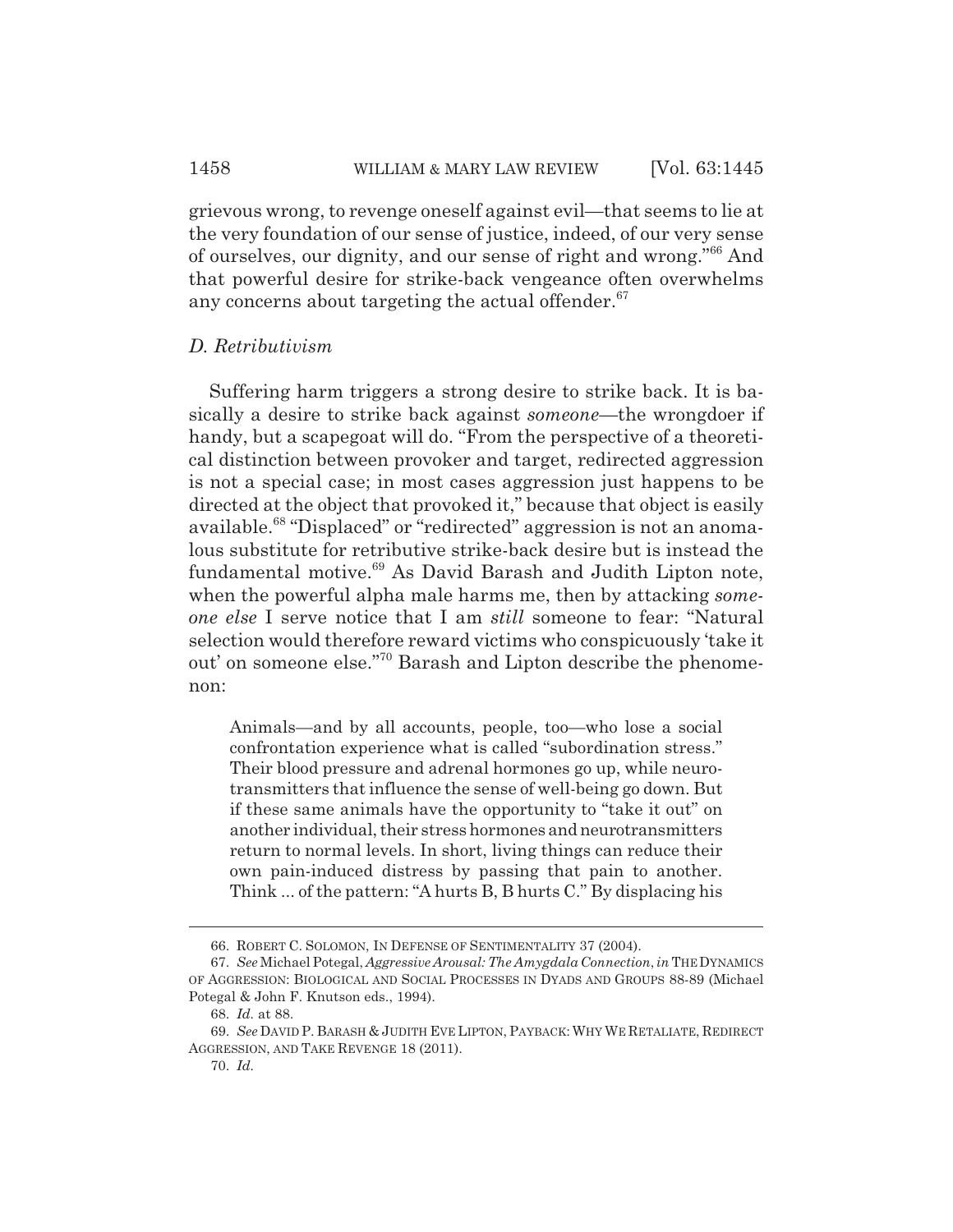grievous wrong, to revenge oneself against evil—that seems to lie at the very foundation of our sense of justice, indeed, of our very sense of ourselves, our dignity, and our sense of right and wrong."[66] And that powerful desire for strike-back vengeance often overwhelms any concerns about targeting the actual offender.[67]

### *D. Retributivism*

Suffering harm triggers a strong desire to strike back. It is basically a desire to strike back against *someone*—the wrongdoer if handy, but a scapegoat will do. "From the perspective of a theoretical distinction between provoker and target, redirected aggression is not a special case; in most cases aggression just happens to be directed at the object that provoked it," because that object is easily available.[68] "Displaced" or "redirected" aggression is not an anomalous substitute for retributive strike-back desire but is instead the fundamental motive.[69] As David Barash and Judith Lipton note, when the powerful alpha male harms me, then by attacking *someone else* I serve notice that I am *still* someone to fear: "Natural selection would therefore reward victims who conspicuously 'take it out' on someone else."[70] Barash and Lipton describe the phenomenon:

> Animals—and by all accounts, people, too—who lose a social confrontation experience what is called "subordination stress." Their blood pressure and adrenal hormones go up, while neurotransmitters that influence the sense of well-being go down. But if these same animals have the opportunity to "take it out" on another individual, their stress hormones and neurotransmitters return to normal levels. In short, living things can reduce their own pain-induced distress by passing that pain to another. Think ... of the pattern: "A hurts B, B hurts C." By displacing his

---

66. ROBERT C. SOLOMON, IN DEFENSE OF SENTIMENTALITY 37 (2004).

67. *See* Michael Potegal, *Aggressive Arousal: The Amygdala Connection*, *in* THE DYNAMICS OF AGGRESSION: BIOLOGICAL AND SOCIAL PROCESSES IN DYADS AND GROUPS 88-89 (Michael Potegal & John F. Knutson eds., 1994).

68. *Id.* at 88.

69. *See* DAVID P. BARASH & JUDITH EVE LIPTON, PAYBACK: WHY WE RETALIATE, REDIRECT AGGRESSION, AND TAKE REVENGE 18 (2011).

70. *Id.*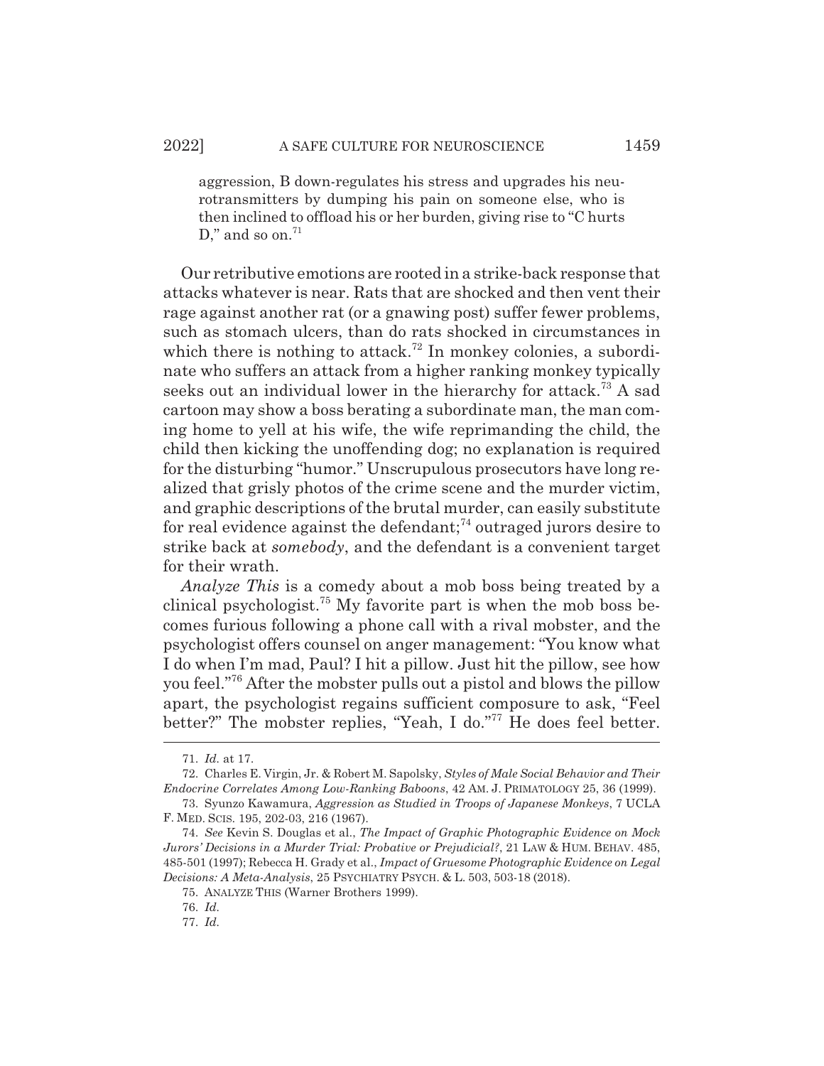aggression, B down-regulates his stress and upgrades his neurotransmitters by dumping his pain on someone else, who is then inclined to offload his or her burden, giving rise to "C hurts D," and so on.[71]

Our retributive emotions are rooted in a strike-back response that attacks whatever is near. Rats that are shocked and then vent their rage against another rat (or a gnawing post) suffer fewer problems, such as stomach ulcers, than do rats shocked in circumstances in which there is nothing to attack.[72] In monkey colonies, a subordinate who suffers an attack from a higher ranking monkey typically seeks out an individual lower in the hierarchy for attack.[73] A sad cartoon may show a boss berating a subordinate man, the man coming home to yell at his wife, the wife reprimanding the child, the child then kicking the unoffending dog; no explanation is required for the disturbing "humor." Unscrupulous prosecutors have long realized that grisly photos of the crime scene and the murder victim, and graphic descriptions of the brutal murder, can easily substitute for real evidence against the defendant;[74] outraged jurors desire to strike back at *somebody*, and the defendant is a convenient target for their wrath.

*Analyze This* is a comedy about a mob boss being treated by a clinical psychologist.[75] My favorite part is when the mob boss becomes furious following a phone call with a rival mobster, and the psychologist offers counsel on anger management: "You know what I do when I'm mad, Paul? I hit a pillow. Just hit the pillow, see how you feel."[76] After the mobster pulls out a pistol and blows the pillow apart, the psychologist regains sufficient composure to ask, "Feel better?" The mobster replies, "Yeah, I do."[77] He does feel better.

---

71. *Id.* at 17.

72. Charles E. Virgin, Jr. & Robert M. Sapolsky, *Styles of Male Social Behavior and Their Endocrine Correlates Among Low-Ranking Baboons*, 42 AM. J. PRIMATOLOGY 25, 36 (1999).

73. Syunzo Kawamura, *Aggression as Studied in Troops of Japanese Monkeys*, 7 UCLA F. MED. SCIS. 195, 202-03, 216 (1967).

74. *See* Kevin S. Douglas et al., *The Impact of Graphic Photographic Evidence on Mock Jurors' Decisions in a Murder Trial: Probative or Prejudicial?*, 21 LAW & HUM. BEHAV. 485, 485-501 (1997); Rebecca H. Grady et al., *Impact of Gruesome Photographic Evidence on Legal Decisions: A Meta-Analysis*, 25 PSYCHIATRY PSYCH. & L. 503, 503-18 (2018).

75. ANALYZE THIS (Warner Brothers 1999).

76. *Id.*

77. *Id.*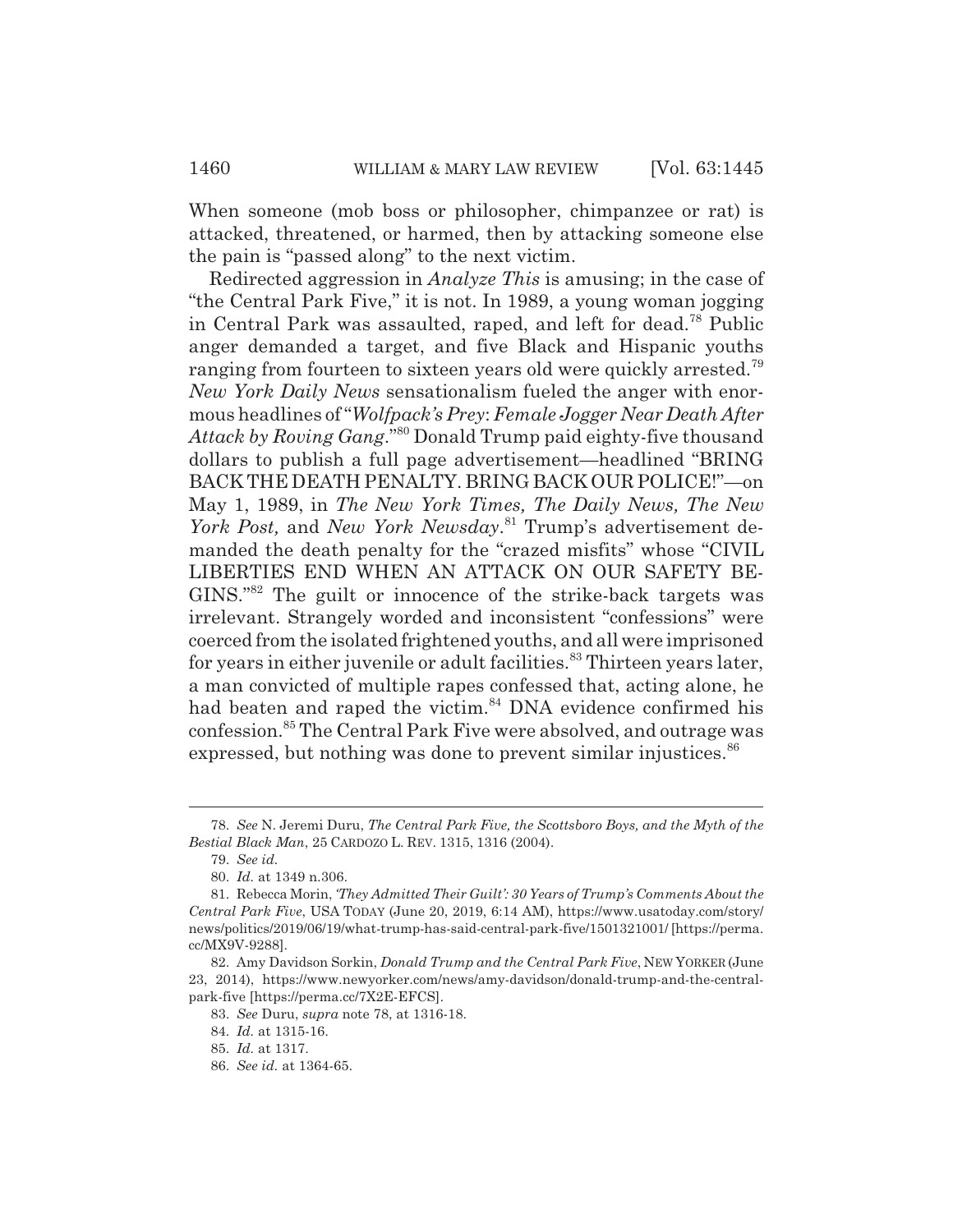When someone (mob boss or philosopher, chimpanzee or rat) is attacked, threatened, or harmed, then by attacking someone else the pain is "passed along" to the next victim.

Redirected aggression in *Analyze This* is amusing; in the case of "the Central Park Five," it is not. In 1989, a young woman jogging in Central Park was assaulted, raped, and left for dead.[78] Public anger demanded a target, and five Black and Hispanic youths ranging from fourteen to sixteen years old were quickly arrested.[79] *New York Daily News* sensationalism fueled the anger with enormous headlines of "*Wolfpack's Prey*: *Female Jogger Near Death After Attack by Roving Gang*."[80] Donald Trump paid eighty-five thousand dollars to publish a full page advertisement—headlined "BRING BACK THE DEATH PENALTY. BRING BACK OUR POLICE!"—on May 1, 1989, in *The New York Times, The Daily News, The New York Post,* and *New York Newsday*.[81] Trump's advertisement demanded the death penalty for the "crazed misfits" whose "CIVIL LIBERTIES END WHEN AN ATTACK ON OUR SAFETY BEGINS."[82] The guilt or innocence of the strike-back targets was irrelevant. Strangely worded and inconsistent "confessions" were coerced from the isolated frightened youths, and all were imprisoned for years in either juvenile or adult facilities.[83] Thirteen years later, a man convicted of multiple rapes confessed that, acting alone, he had beaten and raped the victim.[84] DNA evidence confirmed his confession.[85] The Central Park Five were absolved, and outrage was expressed, but nothing was done to prevent similar injustices.[86]

---

78. *See* N. Jeremi Duru, *The Central Park Five, the Scottsboro Boys, and the Myth of the Bestial Black Man*, 25 CARDOZO L. REV. 1315, 1316 (2004).

79. *See id.*

80. *Id.* at 1349 n.306.

81. Rebecca Morin, *'They Admitted Their Guilt': 30 Years of Trump's Comments About the Central Park Five*, USA TODAY (June 20, 2019, 6:14 AM), https://www.usatoday.com/story/news/politics/2019/06/19/what-trump-has-said-central-park-five/1501321001/ [https://perma.cc/MX9V-9288].

82. Amy Davidson Sorkin, *Donald Trump and the Central Park Five*, NEW YORKER (June 23, 2014), https://www.newyorker.com/news/amy-davidson/donald-trump-and-the-central-park-five [https://perma.cc/7X2E-EFCS].

83. *See* Duru, *supra* note 78, at 1316-18.

84. *Id.* at 1315-16.

85. *Id.* at 1317.

86. *See id.* at 1364-65.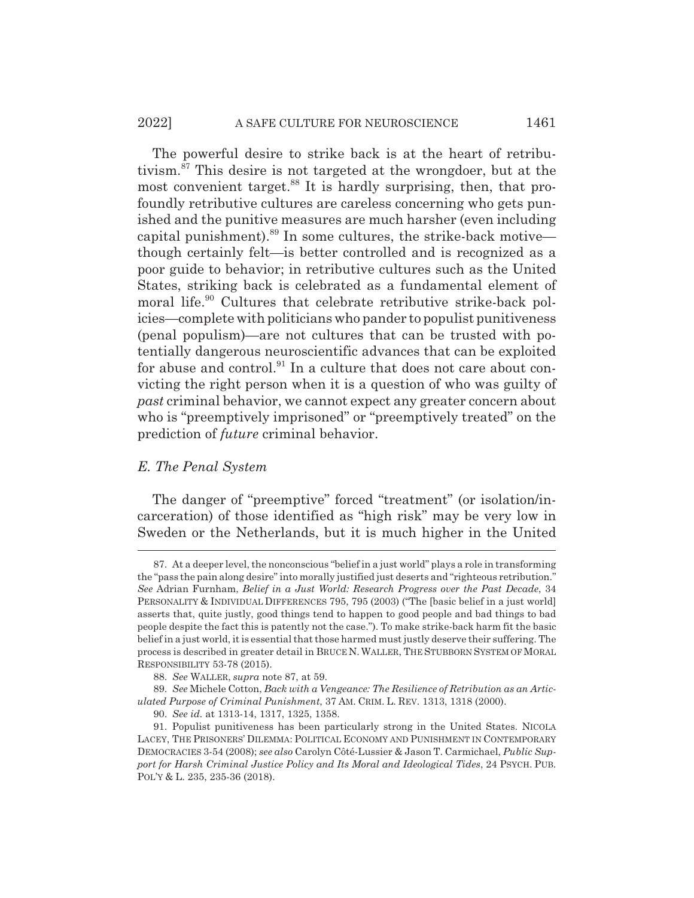The powerful desire to strike back is at the heart of retributivism.[87] This desire is not targeted at the wrongdoer, but at the most convenient target.[88] It is hardly surprising, then, that profoundly retributive cultures are careless concerning who gets punished and the punitive measures are much harsher (even including capital punishment).[89] In some cultures, the strike-back motive—though certainly felt—is better controlled and is recognized as a poor guide to behavior; in retributive cultures such as the United States, striking back is celebrated as a fundamental element of moral life.[90] Cultures that celebrate retributive strike-back policies—complete with politicians who pander to populist punitiveness (penal populism)—are not cultures that can be trusted with potentially dangerous neuroscientific advances that can be exploited for abuse and control.[91] In a culture that does not care about convicting the right person when it is a question of who was guilty of *past* criminal behavior, we cannot expect any greater concern about who is "preemptively imprisoned" or "preemptively treated" on the prediction of *future* criminal behavior.

### *E. The Penal System*

The danger of "preemptive" forced "treatment" (or isolation/incarceration) of those identified as "high risk" may be very low in Sweden or the Netherlands, but it is much higher in the United

---

87. At a deeper level, the nonconscious "belief in a just world" plays a role in transforming the "pass the pain along desire" into morally justified just deserts and "righteous retribution." *See* Adrian Furnham, *Belief in a Just World: Research Progress over the Past Decade*, 34 PERSONALITY & INDIVIDUAL DIFFERENCES 795, 795 (2003) ("The [basic belief in a just world] asserts that, quite justly, good things tend to happen to good people and bad things to bad people despite the fact this is patently not the case."). To make strike-back harm fit the basic belief in a just world, it is essential that those harmed must justly deserve their suffering. The process is described in greater detail in BRUCE N. WALLER, THE STUBBORN SYSTEM OF MORAL RESPONSIBILITY 53-78 (2015).

88. *See* WALLER, *supra* note 87, at 59.

89. *See* Michele Cotton, *Back with a Vengeance: The Resilience of Retribution as an Articulated Purpose of Criminal Punishment*, 37 AM. CRIM. L. REV. 1313, 1318 (2000).

90. *See id.* at 1313-14, 1317, 1325, 1358.

91. Populist punitiveness has been particularly strong in the United States. NICOLA LACEY, THE PRISONERS' DILEMMA: POLITICAL ECONOMY AND PUNISHMENT IN CONTEMPORARY DEMOCRACIES 3-54 (2008); *see also* Carolyn Côté-Lussier & Jason T. Carmichael, *Public Support for Harsh Criminal Justice Policy and Its Moral and Ideological Tides*, 24 PSYCH. PUB. POL'Y & L. 235, 235-36 (2018).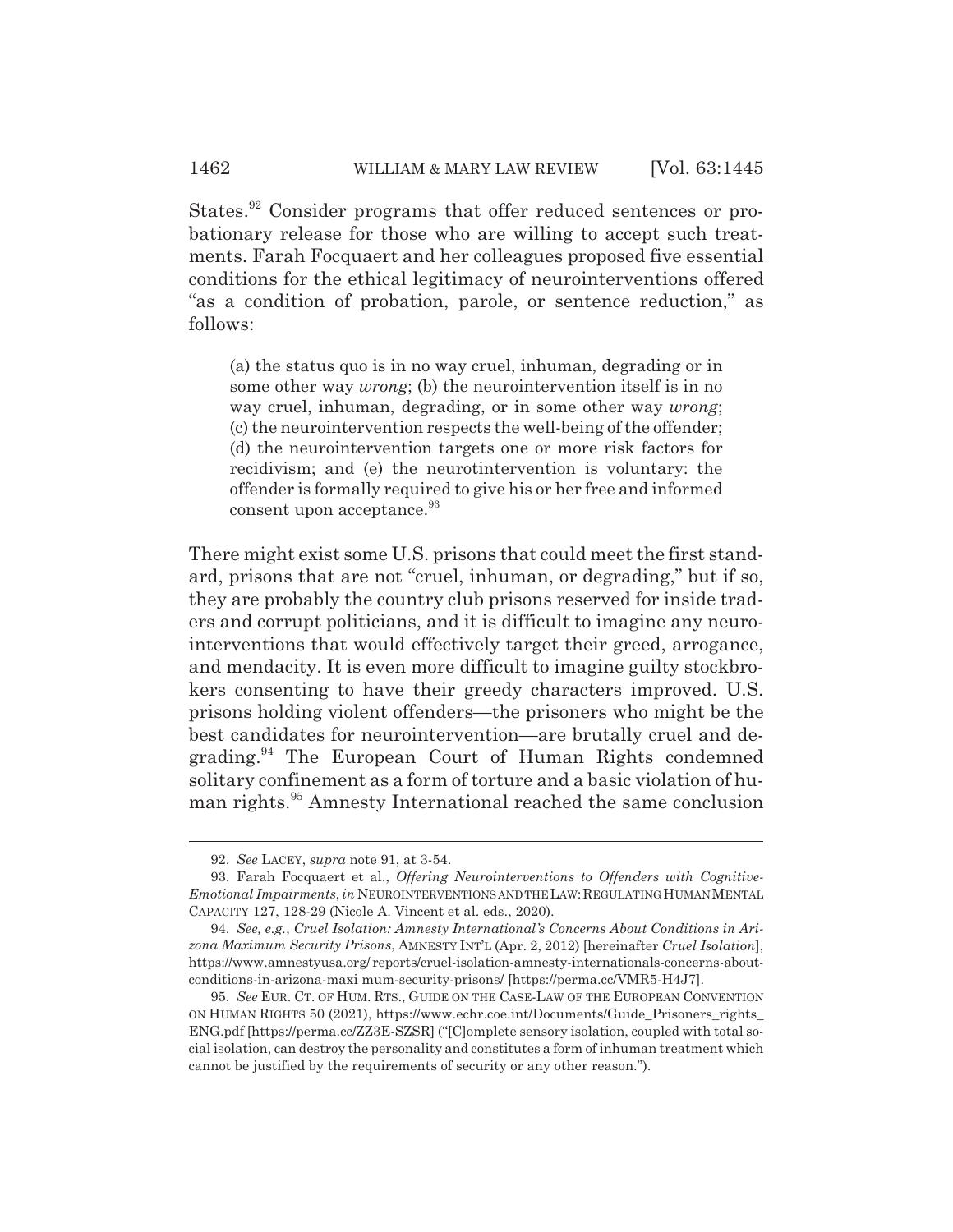States.[92] Consider programs that offer reduced sentences or probationary release for those who are willing to accept such treatments. Farah Focquaert and her colleagues proposed five essential conditions for the ethical legitimacy of neurointerventions offered "as a condition of probation, parole, or sentence reduction," as follows:

> (a) the status quo is in no way cruel, inhuman, degrading or in some other way *wrong*; (b) the neurointervention itself is in no way cruel, inhuman, degrading, or in some other way *wrong*; (c) the neurointervention respects the well-being of the offender; (d) the neurointervention targets one or more risk factors for recidivism; and (e) the neurotintervention is voluntary: the offender is formally required to give his or her free and informed consent upon acceptance.[93]

There might exist some U.S. prisons that could meet the first standard, prisons that are not "cruel, inhuman, or degrading," but if so, they are probably the country club prisons reserved for inside traders and corrupt politicians, and it is difficult to imagine any neurointerventions that would effectively target their greed, arrogance, and mendacity. It is even more difficult to imagine guilty stockbrokers consenting to have their greedy characters improved. U.S. prisons holding violent offenders—the prisoners who might be the best candidates for neurointervention—are brutally cruel and degrading.[94] The European Court of Human Rights condemned solitary confinement as a form of torture and a basic violation of human rights.[95] Amnesty International reached the same conclusion

92. *See* LACEY, *supra* note 91, at 3-54.

93. Farah Focquaert et al., *Offering Neurointerventions to Offenders with Cognitive-Emotional Impairments*, *in* NEUROINTERVENTIONS AND THE LAW: REGULATING HUMAN MENTAL CAPACITY 127, 128-29 (Nicole A. Vincent et al. eds., 2020).

94. *See, e.g.*, *Cruel Isolation: Amnesty International's Concerns About Conditions in Arizona Maximum Security Prisons*, AMNESTY INT'L (Apr. 2, 2012) [hereinafter *Cruel Isolation*], https://www.amnestyusa.org/ reports/cruel-isolation-amnesty-internationals-concerns-about-conditions-in-arizona-maxi mum-security-prisons/ [https://perma.cc/VMR5-H4J7].

95. *See* EUR. CT. OF HUM. RTS., GUIDE ON THE CASE-LAW OF THE EUROPEAN CONVENTION ON HUMAN RIGHTS 50 (2021), https://www.echr.coe.int/Documents/Guide_Prisoners_rights_ENG.pdf [https://perma.cc/ZZ3E-SZSR] ("[C]omplete sensory isolation, coupled with total social isolation, can destroy the personality and constitutes a form of inhuman treatment which cannot be justified by the requirements of security or any other reason.").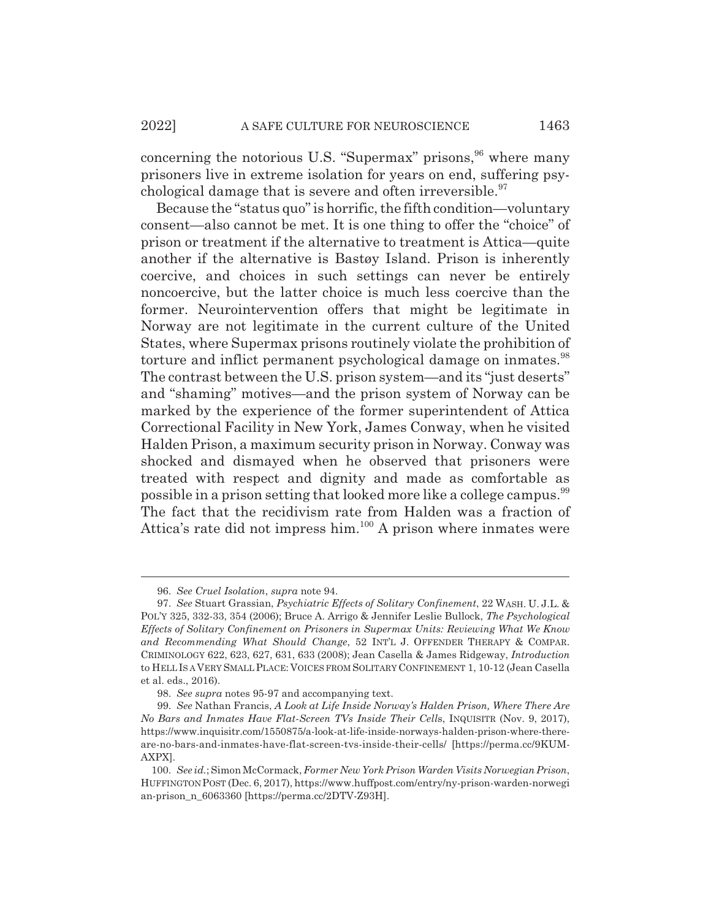concerning the notorious U.S. "Supermax" prisons,[96] where many prisoners live in extreme isolation for years on end, suffering psychological damage that is severe and often irreversible.[97]

Because the "status quo" is horrific, the fifth condition—voluntary consent—also cannot be met. It is one thing to offer the "choice" of prison or treatment if the alternative to treatment is Attica—quite another if the alternative is Bastøy Island. Prison is inherently coercive, and choices in such settings can never be entirely noncoercive, but the latter choice is much less coercive than the former. Neurointervention offers that might be legitimate in Norway are not legitimate in the current culture of the United States, where Supermax prisons routinely violate the prohibition of torture and inflict permanent psychological damage on inmates.[98] The contrast between the U.S. prison system—and its "just deserts" and "shaming" motives—and the prison system of Norway can be marked by the experience of the former superintendent of Attica Correctional Facility in New York, James Conway, when he visited Halden Prison, a maximum security prison in Norway. Conway was shocked and dismayed when he observed that prisoners were treated with respect and dignity and made as comfortable as possible in a prison setting that looked more like a college campus.[99] The fact that the recidivism rate from Halden was a fraction of Attica's rate did not impress him.[100] A prison where inmates were

---

96. *See Cruel Isolation*, *supra* note 94.

97. *See* Stuart Grassian, *Psychiatric Effects of Solitary Confinement*, 22 WASH. U. J.L. & POL'Y 325, 332-33, 354 (2006); Bruce A. Arrigo & Jennifer Leslie Bullock, *The Psychological Effects of Solitary Confinement on Prisoners in Supermax Units: Reviewing What We Know and Recommending What Should Change*, 52 INT'L J. OFFENDER THERAPY & COMPAR. CRIMINOLOGY 622, 623, 627, 631, 633 (2008); Jean Casella & James Ridgeway, *Introduction* to HELL IS A VERY SMALL PLACE: VOICES FROM SOLITARY CONFINEMENT 1, 10-12 (Jean Casella et al. eds., 2016).

98. *See supra* notes 95-97 and accompanying text.

99. *See* Nathan Francis, *A Look at Life Inside Norway's Halden Prison, Where There Are No Bars and Inmates Have Flat-Screen TVs Inside Their Cells*, INQUISITR (Nov. 9, 2017), https://www.inquisitr.com/1550875/a-look-at-life-inside-norways-halden-prison-where-there-are-no-bars-and-inmates-have-flat-screen-tvs-inside-their-cells/ [https://perma.cc/9KUM-AXPX].

100. *See id.*; Simon McCormack, *Former New York Prison Warden Visits Norwegian Prison*, HUFFINGTON POST (Dec. 6, 2017), https://www.huffpost.com/entry/ny-prison-warden-norwegian-prison_n_6063360 [https://perma.cc/2DTV-Z93H].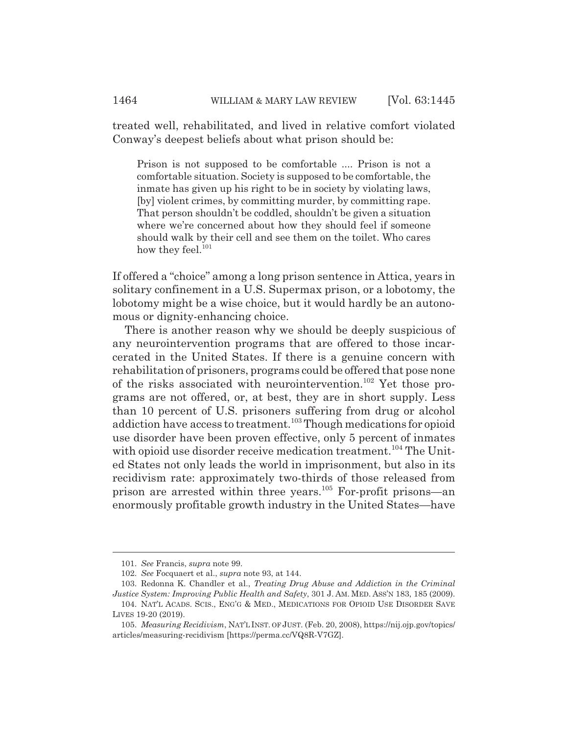treated well, rehabilitated, and lived in relative comfort violated Conway's deepest beliefs about what prison should be:

> Prison is not supposed to be comfortable .... Prison is not a comfortable situation. Society is supposed to be comfortable, the inmate has given up his right to be in society by violating laws, [by] violent crimes, by committing murder, by committing rape. That person shouldn't be coddled, shouldn't be given a situation where we're concerned about how they should feel if someone should walk by their cell and see them on the toilet. Who cares how they feel.[101]

If offered a "choice" among a long prison sentence in Attica, years in solitary confinement in a U.S. Supermax prison, or a lobotomy, the lobotomy might be a wise choice, but it would hardly be an autonomous or dignity-enhancing choice.

There is another reason why we should be deeply suspicious of any neurointervention programs that are offered to those incarcerated in the United States. If there is a genuine concern with rehabilitation of prisoners, programs could be offered that pose none of the risks associated with neurointervention.[102] Yet those programs are not offered, or, at best, they are in short supply. Less than 10 percent of U.S. prisoners suffering from drug or alcohol addiction have access to treatment.[103] Though medications for opioid use disorder have been proven effective, only 5 percent of inmates with opioid use disorder receive medication treatment.[104] The United States not only leads the world in imprisonment, but also in its recidivism rate: approximately two-thirds of those released from prison are arrested within three years.[105] For-profit prisons—an enormously profitable growth industry in the United States—have

101. *See* Francis, *supra* note 99.

102. *See* Focquaert et al., *supra* note 93, at 144.

103. Redonna K. Chandler et al., *Treating Drug Abuse and Addiction in the Criminal Justice System: Improving Public Health and Safety*, 301 J. AM. MED. ASS'N 183, 185 (2009).

104. NAT'L ACADS. SCIS., ENG'G & MED., MEDICATIONS FOR OPIOID USE DISORDER SAVE LIVES 19-20 (2019).

105. *Measuring Recidivism*, NAT'L INST. OF JUST. (Feb. 20, 2008), https://nij.ojp.gov/topics/articles/measuring-recidivism [https://perma.cc/VQ8R-V7GZ].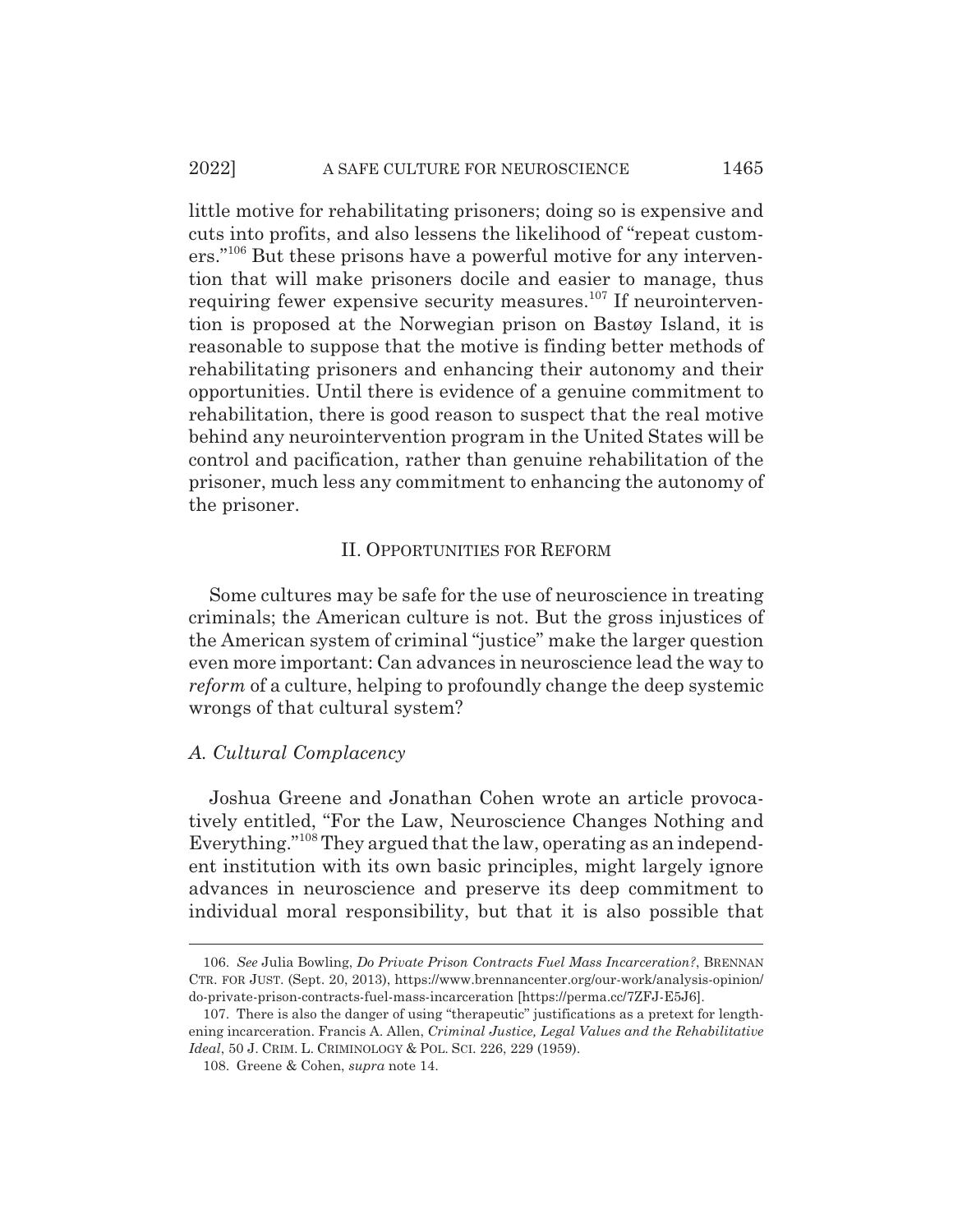little motive for rehabilitating prisoners; doing so is expensive and cuts into profits, and also lessens the likelihood of "repeat customers."[106] But these prisons have a powerful motive for any intervention that will make prisoners docile and easier to manage, thus requiring fewer expensive security measures.[107] If neurointervention is proposed at the Norwegian prison on Bastøy Island, it is reasonable to suppose that the motive is finding better methods of rehabilitating prisoners and enhancing their autonomy and their opportunities. Until there is evidence of a genuine commitment to rehabilitation, there is good reason to suspect that the real motive behind any neurointervention program in the United States will be control and pacification, rather than genuine rehabilitation of the prisoner, much less any commitment to enhancing the autonomy of the prisoner.

## II. Opportunities for Reform

Some cultures may be safe for the use of neuroscience in treating criminals; the American culture is not. But the gross injustices of the American system of criminal "justice" make the larger question even more important: Can advances in neuroscience lead the way to *reform* of a culture, helping to profoundly change the deep systemic wrongs of that cultural system?

### *A. Cultural Complacency*

Joshua Greene and Jonathan Cohen wrote an article provocatively entitled, "For the Law, Neuroscience Changes Nothing and Everything."[108] They argued that the law, operating as an independent institution with its own basic principles, might largely ignore advances in neuroscience and preserve its deep commitment to individual moral responsibility, but that it is also possible that

---

106. *See* Julia Bowling, *Do Private Prison Contracts Fuel Mass Incarceration?*, Brennan Ctr. for Just. (Sept. 20, 2013), https://www.brennancenter.org/our-work/analysis-opinion/do-private-prison-contracts-fuel-mass-incarceration [https://perma.cc/7ZFJ-E5J6].

107. There is also the danger of using "therapeutic" justifications as a pretext for lengthening incarceration. Francis A. Allen, *Criminal Justice, Legal Values and the Rehabilitative Ideal*, 50 J. Crim. L. Criminology & Pol. Sci. 226, 229 (1959).

108. Greene & Cohen, *supra* note 14.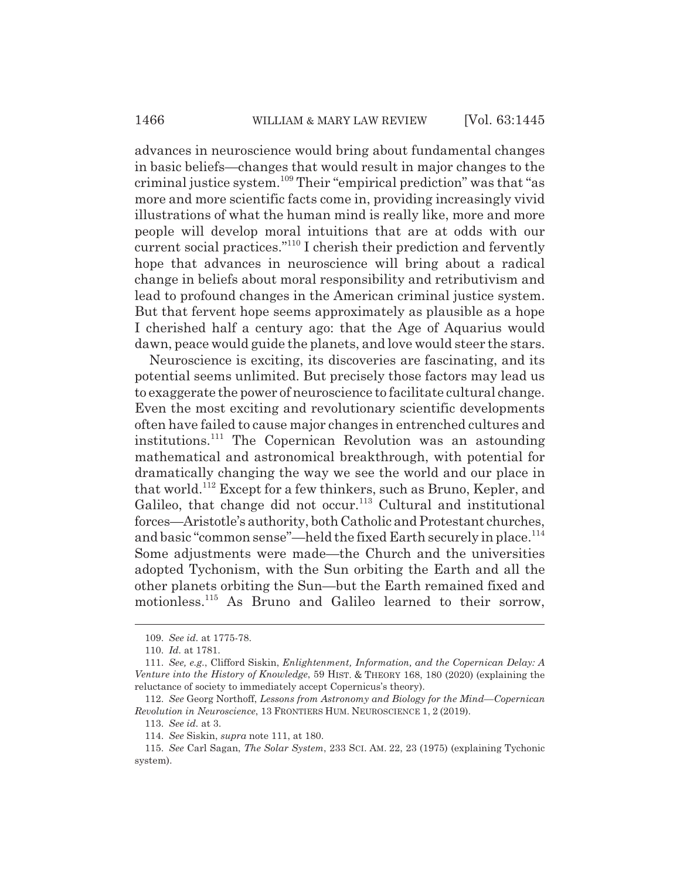advances in neuroscience would bring about fundamental changes in basic beliefs—changes that would result in major changes to the criminal justice system.[109] Their "empirical prediction" was that "as more and more scientific facts come in, providing increasingly vivid illustrations of what the human mind is really like, more and more people will develop moral intuitions that are at odds with our current social practices."[110] I cherish their prediction and fervently hope that advances in neuroscience will bring about a radical change in beliefs about moral responsibility and retributivism and lead to profound changes in the American criminal justice system. But that fervent hope seems approximately as plausible as a hope I cherished half a century ago: that the Age of Aquarius would dawn, peace would guide the planets, and love would steer the stars.

Neuroscience is exciting, its discoveries are fascinating, and its potential seems unlimited. But precisely those factors may lead us to exaggerate the power of neuroscience to facilitate cultural change. Even the most exciting and revolutionary scientific developments often have failed to cause major changes in entrenched cultures and institutions.[111] The Copernican Revolution was an astounding mathematical and astronomical breakthrough, with potential for dramatically changing the way we see the world and our place in that world.[112] Except for a few thinkers, such as Bruno, Kepler, and Galileo, that change did not occur.[113] Cultural and institutional forces—Aristotle's authority, both Catholic and Protestant churches, and basic "common sense"—held the fixed Earth securely in place.[114] Some adjustments were made—the Church and the universities adopted Tychonism, with the Sun orbiting the Earth and all the other planets orbiting the Sun—but the Earth remained fixed and motionless.[115] As Bruno and Galileo learned to their sorrow,

---

109. *See id.* at 1775-78.

110. *Id.* at 1781.

111. *See, e.g.*, Clifford Siskin, *Enlightenment, Information, and the Copernican Delay: A Venture into the History of Knowledge*, 59 HIST. & THEORY 168, 180 (2020) (explaining the reluctance of society to immediately accept Copernicus's theory).

112. *See* Georg Northoff, *Lessons from Astronomy and Biology for the Mind—Copernican Revolution in Neuroscience*, 13 FRONTIERS HUM. NEUROSCIENCE 1, 2 (2019).

113. *See id.* at 3.

114. *See* Siskin, *supra* note 111, at 180.

115. *See* Carl Sagan, *The Solar System*, 233 SCI. AM. 22, 23 (1975) (explaining Tychonic system).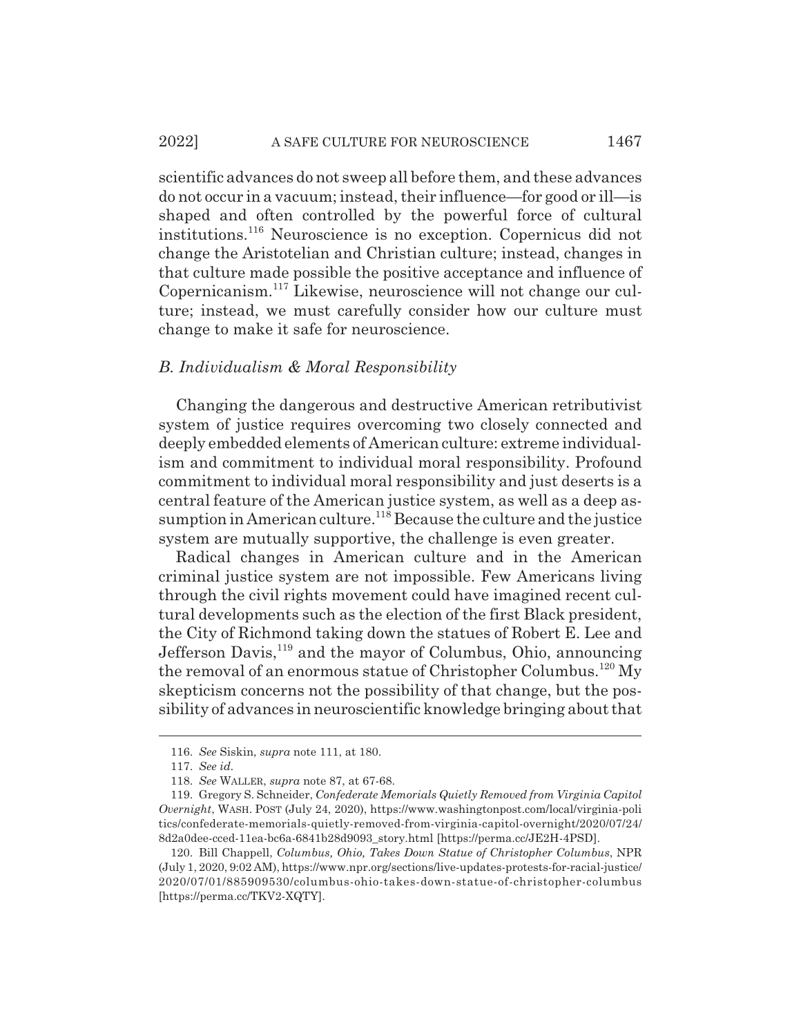scientific advances do not sweep all before them, and these advances do not occur in a vacuum; instead, their influence—for good or ill—is shaped and often controlled by the powerful force of cultural institutions.[116] Neuroscience is no exception. Copernicus did not change the Aristotelian and Christian culture; instead, changes in that culture made possible the positive acceptance and influence of Copernicanism.[117] Likewise, neuroscience will not change our culture; instead, we must carefully consider how our culture must change to make it safe for neuroscience.

### *B. Individualism & Moral Responsibility*

Changing the dangerous and destructive American retributivist system of justice requires overcoming two closely connected and deeply embedded elements of American culture: extreme individualism and commitment to individual moral responsibility. Profound commitment to individual moral responsibility and just deserts is a central feature of the American justice system, as well as a deep assumption in American culture.[118] Because the culture and the justice system are mutually supportive, the challenge is even greater.

Radical changes in American culture and in the American criminal justice system are not impossible. Few Americans living through the civil rights movement could have imagined recent cultural developments such as the election of the first Black president, the City of Richmond taking down the statues of Robert E. Lee and Jefferson Davis,[119] and the mayor of Columbus, Ohio, announcing the removal of an enormous statue of Christopher Columbus.[120] My skepticism concerns not the possibility of that change, but the possibility of advances in neuroscientific knowledge bringing about that

---

116. *See* Siskin, *supra* note 111, at 180.

117. *See id.*

118. *See* WALLER, *supra* note 87, at 67-68.

119. Gregory S. Schneider, *Confederate Memorials Quietly Removed from Virginia Capitol Overnight*, WASH. POST (July 24, 2020), https://www.washingtonpost.com/local/virginia-politics/confederate-memorials-quietly-removed-from-virginia-capitol-overnight/2020/07/24/8d2a0dee-cced-11ea-bc6a-6841b28d9093_story.html [https://perma.cc/JE2H-4PSD].

120. Bill Chappell, *Columbus, Ohio, Takes Down Statue of Christopher Columbus*, NPR (July 1, 2020, 9:02 AM), https://www.npr.org/sections/live-updates-protests-for-racial-justice/2020/07/01/885909530/columbus-ohio-takes-down-statue-of-christopher-columbus [https://perma.cc/TKV2-XQTY].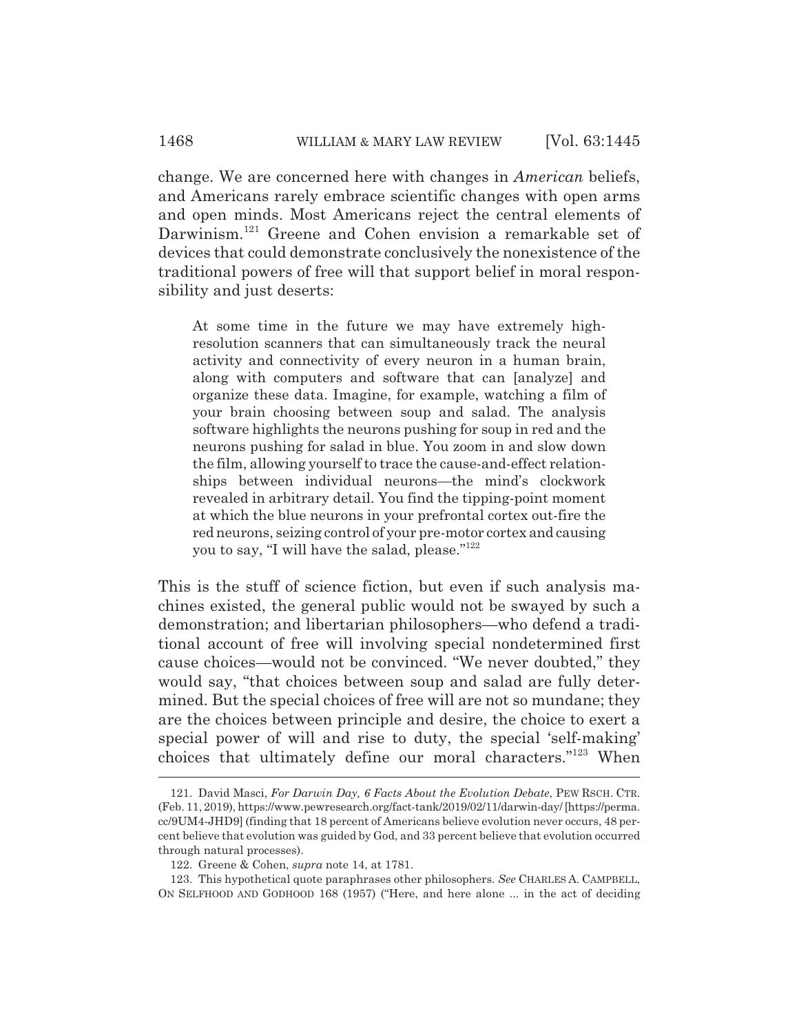change. We are concerned here with changes in *American* beliefs, and Americans rarely embrace scientific changes with open arms and open minds. Most Americans reject the central elements of Darwinism.[121] Greene and Cohen envision a remarkable set of devices that could demonstrate conclusively the nonexistence of the traditional powers of free will that support belief in moral responsibility and just deserts:

> At some time in the future we may have extremely high-resolution scanners that can simultaneously track the neural activity and connectivity of every neuron in a human brain, along with computers and software that can [analyze] and organize these data. Imagine, for example, watching a film of your brain choosing between soup and salad. The analysis software highlights the neurons pushing for soup in red and the neurons pushing for salad in blue. You zoom in and slow down the film, allowing yourself to trace the cause-and-effect relationships between individual neurons—the mind's clockwork revealed in arbitrary detail. You find the tipping-point moment at which the blue neurons in your prefrontal cortex out-fire the red neurons, seizing control of your pre-motor cortex and causing you to say, "I will have the salad, please."[122]

This is the stuff of science fiction, but even if such analysis machines existed, the general public would not be swayed by such a demonstration; and libertarian philosophers—who defend a traditional account of free will involving special nondetermined first cause choices—would not be convinced. "We never doubted," they would say, "that choices between soup and salad are fully determined. But the special choices of free will are not so mundane; they are the choices between principle and desire, the choice to exert a special power of will and rise to duty, the special 'self-making' choices that ultimately define our moral characters."[123] When

---

121. David Masci, *For Darwin Day, 6 Facts About the Evolution Debate*, PEW RSCH. CTR. (Feb. 11, 2019), https://www.pewresearch.org/fact-tank/2019/02/11/darwin-day/ [https://perma.cc/9UM4-JHD9] (finding that 18 percent of Americans believe evolution never occurs, 48 percent believe that evolution was guided by God, and 33 percent believe that evolution occurred through natural processes).

122. Greene & Cohen, *supra* note 14, at 1781.

123. This hypothetical quote paraphrases other philosophers. *See* CHARLES A. CAMPBELL, ON SELFHOOD AND GODHOOD 168 (1957) ("Here, and here alone ... in the act of deciding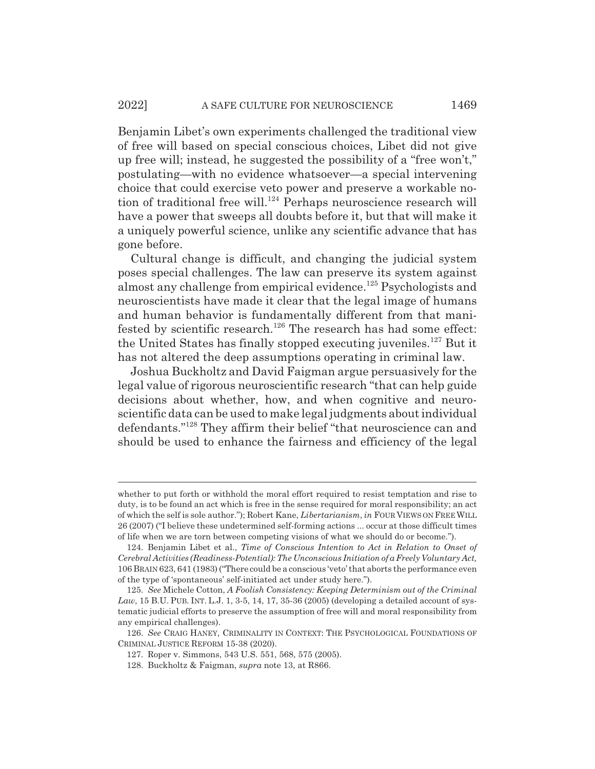Benjamin Libet's own experiments challenged the traditional view of free will based on special conscious choices, Libet did not give up free will; instead, he suggested the possibility of a "free won't," postulating—with no evidence whatsoever—a special intervening choice that could exercise veto power and preserve a workable notion of traditional free will.[124] Perhaps neuroscience research will have a power that sweeps all doubts before it, but that will make it a uniquely powerful science, unlike any scientific advance that has gone before.

Cultural change is difficult, and changing the judicial system poses special challenges. The law can preserve its system against almost any challenge from empirical evidence.[125] Psychologists and neuroscientists have made it clear that the legal image of humans and human behavior is fundamentally different from that manifested by scientific research.[126] The research has had some effect: the United States has finally stopped executing juveniles.[127] But it has not altered the deep assumptions operating in criminal law.

Joshua Buckholtz and David Faigman argue persuasively for the legal value of rigorous neuroscientific research "that can help guide decisions about whether, how, and when cognitive and neuroscientific data can be used to make legal judgments about individual defendants."[128] They affirm their belief "that neuroscience can and should be used to enhance the fairness and efficiency of the legal

---

whether to put forth or withhold the moral effort required to resist temptation and rise to duty, is to be found an act which is free in the sense required for moral responsibility; an act of which the self is sole author."); Robert Kane, *Libertarianism*, *in* FOUR VIEWS ON FREE WILL 26 (2007) ("I believe these undetermined self-forming actions ... occur at those difficult times of life when we are torn between competing visions of what we should do or become.").

124. Benjamin Libet et al., *Time of Conscious Intention to Act in Relation to Onset of Cerebral Activities (Readiness-Potential): The Unconscious Initiation of a Freely Voluntary Act,* 106 BRAIN 623, 641 (1983) ("There could be a conscious 'veto' that aborts the performance even of the type of 'spontaneous' self-initiated act under study here.").

125. *See* Michele Cotton, *A Foolish Consistency: Keeping Determinism out of the Criminal Law*, 15 B.U. PUB. INT. L.J. 1, 3-5, 14, 17, 35-36 (2005) (developing a detailed account of systematic judicial efforts to preserve the assumption of free will and moral responsibility from any empirical challenges).

126. *See* CRAIG HANEY, CRIMINALITY IN CONTEXT: THE PSYCHOLOGICAL FOUNDATIONS OF CRIMINAL JUSTICE REFORM 15-38 (2020).

127. Roper v. Simmons, 543 U.S. 551, 568, 575 (2005).

128. Buckholtz & Faigman, *supra* note 13, at R866.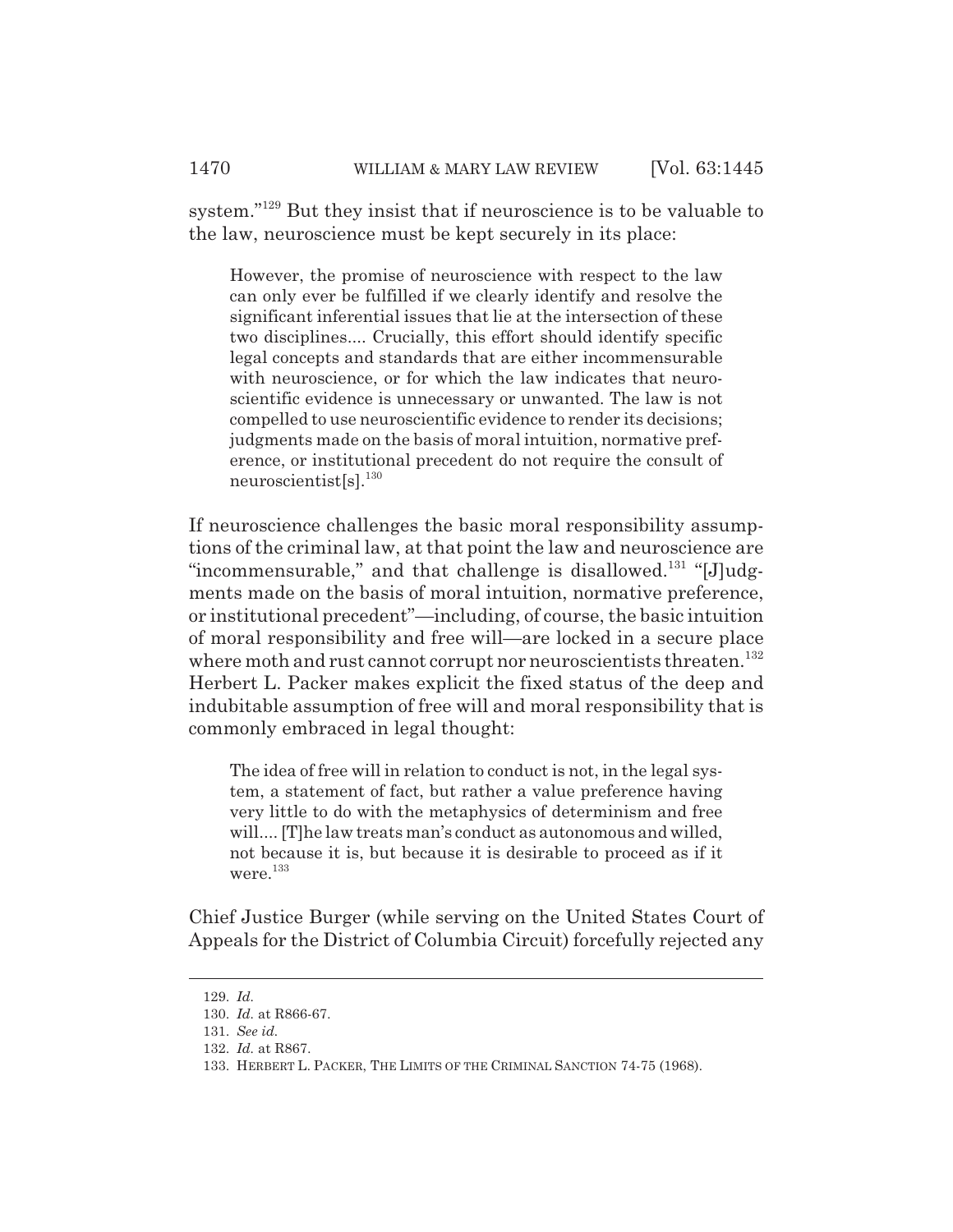system."[129] But they insist that if neuroscience is to be valuable to the law, neuroscience must be kept securely in its place:

> However, the promise of neuroscience with respect to the law can only ever be fulfilled if we clearly identify and resolve the significant inferential issues that lie at the intersection of these two disciplines.... Crucially, this effort should identify specific legal concepts and standards that are either incommensurable with neuroscience, or for which the law indicates that neuroscientific evidence is unnecessary or unwanted. The law is not compelled to use neuroscientific evidence to render its decisions; judgments made on the basis of moral intuition, normative preference, or institutional precedent do not require the consult of neuroscientist[s].[130]

If neuroscience challenges the basic moral responsibility assumptions of the criminal law, at that point the law and neuroscience are "incommensurable," and that challenge is disallowed.[131] "[J]udgments made on the basis of moral intuition, normative preference, or institutional precedent"—including, of course, the basic intuition of moral responsibility and free will—are locked in a secure place where moth and rust cannot corrupt nor neuroscientists threaten.[132] Herbert L. Packer makes explicit the fixed status of the deep and indubitable assumption of free will and moral responsibility that is commonly embraced in legal thought:

> The idea of free will in relation to conduct is not, in the legal system, a statement of fact, but rather a value preference having very little to do with the metaphysics of determinism and free will.... [T]he law treats man's conduct as autonomous and willed, not because it is, but because it is desirable to proceed as if it were.[133]

Chief Justice Burger (while serving on the United States Court of Appeals for the District of Columbia Circuit) forcefully rejected any

---

129. *Id.*

130. *Id.* at R866-67.

131. *See id.*

132. *Id.* at R867.

133. HERBERT L. PACKER, THE LIMITS OF THE CRIMINAL SANCTION 74-75 (1968).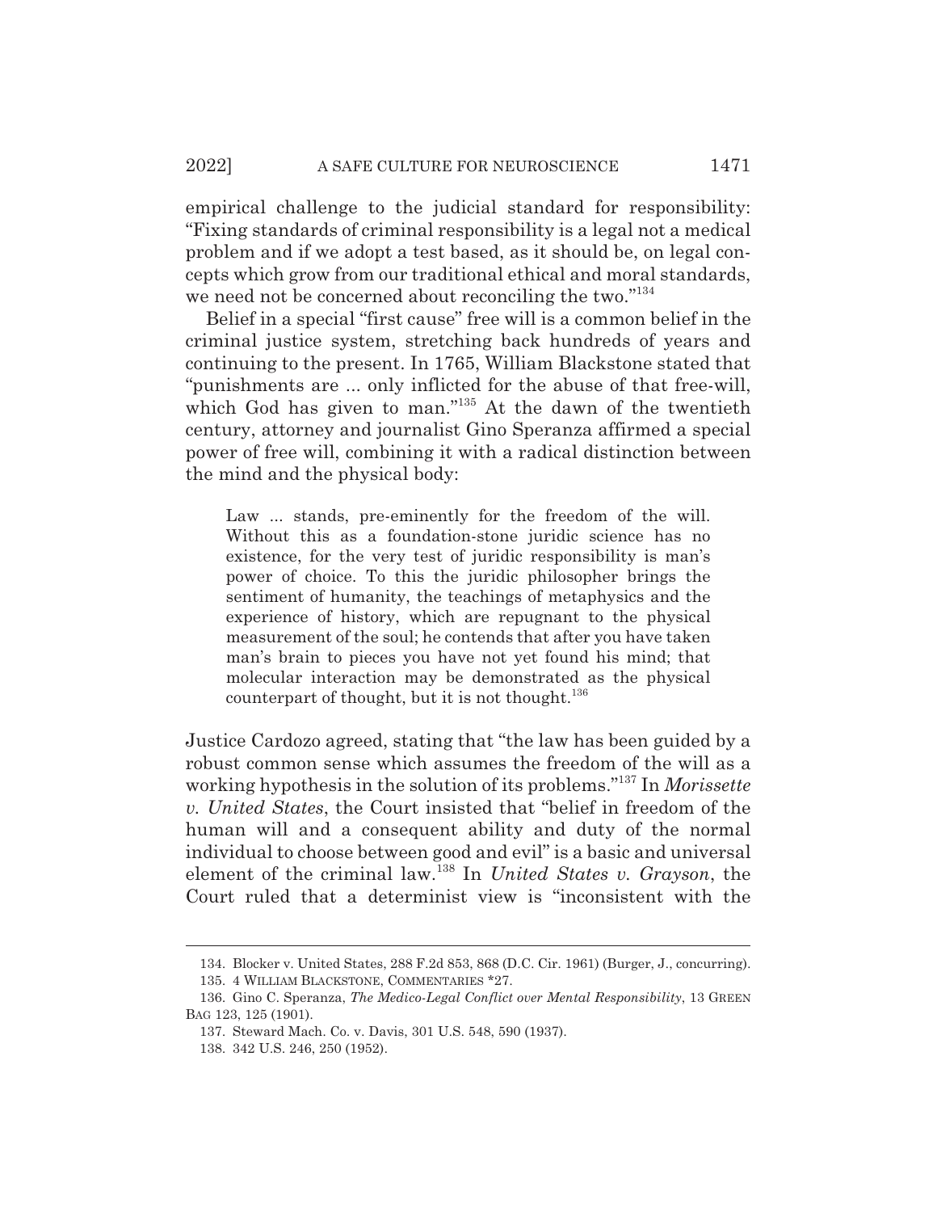empirical challenge to the judicial standard for responsibility: "Fixing standards of criminal responsibility is a legal not a medical problem and if we adopt a test based, as it should be, on legal concepts which grow from our traditional ethical and moral standards, we need not be concerned about reconciling the two."[134]

Belief in a special "first cause" free will is a common belief in the criminal justice system, stretching back hundreds of years and continuing to the present. In 1765, William Blackstone stated that "punishments are ... only inflicted for the abuse of that free-will, which God has given to man."[135] At the dawn of the twentieth century, attorney and journalist Gino Speranza affirmed a special power of free will, combining it with a radical distinction between the mind and the physical body:

> Law ... stands, pre-eminently for the freedom of the will. Without this as a foundation-stone juridic science has no existence, for the very test of juridic responsibility is man's power of choice. To this the juridic philosopher brings the sentiment of humanity, the teachings of metaphysics and the experience of history, which are repugnant to the physical measurement of the soul; he contends that after you have taken man's brain to pieces you have not yet found his mind; that molecular interaction may be demonstrated as the physical counterpart of thought, but it is not thought.[136]

Justice Cardozo agreed, stating that "the law has been guided by a robust common sense which assumes the freedom of the will as a working hypothesis in the solution of its problems."[137] In *Morissette v. United States*, the Court insisted that "belief in freedom of the human will and a consequent ability and duty of the normal individual to choose between good and evil" is a basic and universal element of the criminal law.[138] In *United States v. Grayson*, the Court ruled that a determinist view is "inconsistent with the

---

134. Blocker v. United States, 288 F.2d 853, 868 (D.C. Cir. 1961) (Burger, J., concurring).

135. 4 WILLIAM BLACKSTONE, COMMENTARIES *27.

136. Gino C. Speranza, *The Medico-Legal Conflict over Mental Responsibility*, 13 GREEN BAG 123, 125 (1901).

137. Steward Mach. Co. v. Davis, 301 U.S. 548, 590 (1937).

138. 342 U.S. 246, 250 (1952).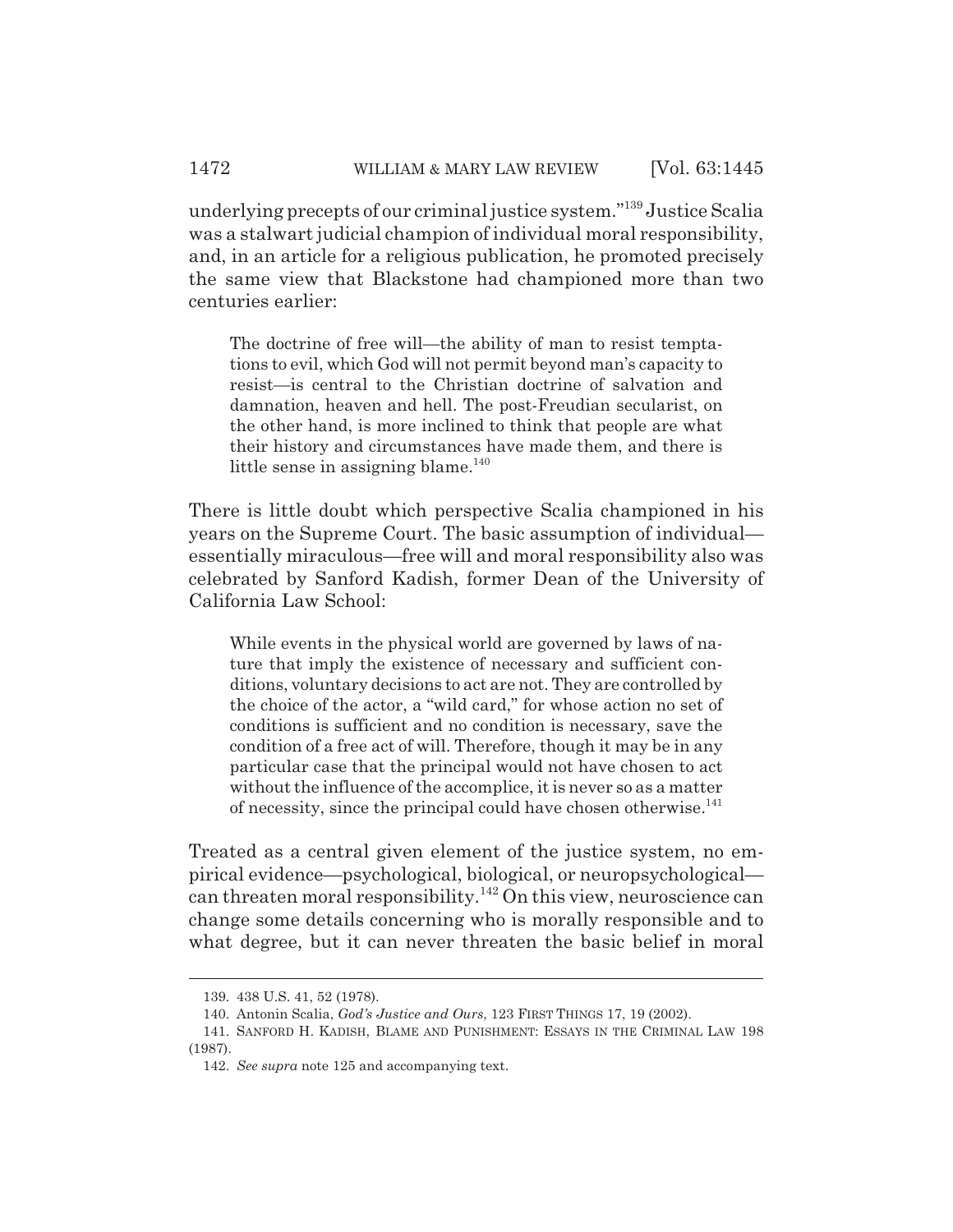underlying precepts of our criminal justice system."[139] Justice Scalia was a stalwart judicial champion of individual moral responsibility, and, in an article for a religious publication, he promoted precisely the same view that Blackstone had championed more than two centuries earlier:

> The doctrine of free will—the ability of man to resist temptations to evil, which God will not permit beyond man's capacity to resist—is central to the Christian doctrine of salvation and damnation, heaven and hell. The post-Freudian secularist, on the other hand, is more inclined to think that people are what their history and circumstances have made them, and there is little sense in assigning blame.[140]

There is little doubt which perspective Scalia championed in his years on the Supreme Court. The basic assumption of individual—essentially miraculous—free will and moral responsibility also was celebrated by Sanford Kadish, former Dean of the University of California Law School:

> While events in the physical world are governed by laws of nature that imply the existence of necessary and sufficient conditions, voluntary decisions to act are not. They are controlled by the choice of the actor, a "wild card," for whose action no set of conditions is sufficient and no condition is necessary, save the condition of a free act of will. Therefore, though it may be in any particular case that the principal would not have chosen to act without the influence of the accomplice, it is never so as a matter of necessity, since the principal could have chosen otherwise.[141]

Treated as a central given element of the justice system, no empirical evidence—psychological, biological, or neuropsychological—can threaten moral responsibility.[142] On this view, neuroscience can change some details concerning who is morally responsible and to what degree, but it can never threaten the basic belief in moral

---

139. 438 U.S. 41, 52 (1978).

140. Antonin Scalia, *God's Justice and Ours*, 123 FIRST THINGS 17, 19 (2002).

141. SANFORD H. KADISH, BLAME AND PUNISHMENT: ESSAYS IN THE CRIMINAL LAW 198 (1987).

142. *See supra* note 125 and accompanying text.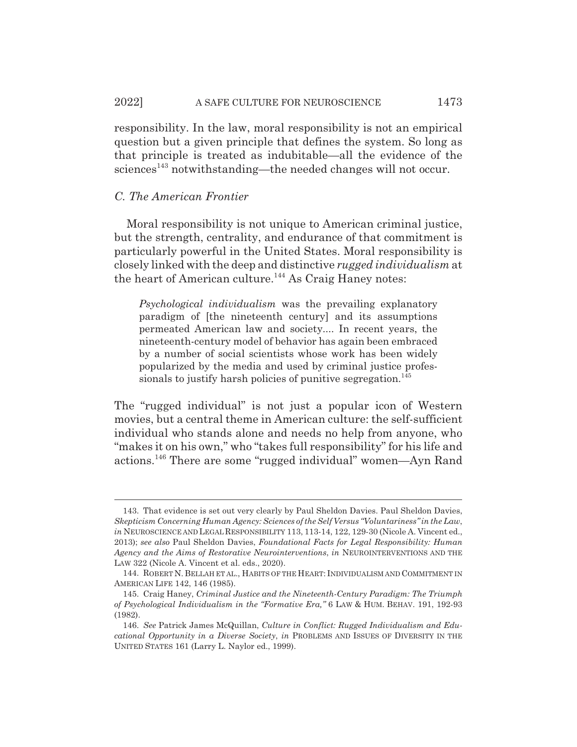responsibility. In the law, moral responsibility is not an empirical question but a given principle that defines the system. So long as that principle is treated as indubitable—all the evidence of the sciences[143] notwithstanding—the needed changes will not occur.

### *C. The American Frontier*

Moral responsibility is not unique to American criminal justice, but the strength, centrality, and endurance of that commitment is particularly powerful in the United States. Moral responsibility is closely linked with the deep and distinctive *rugged individualism* at the heart of American culture.[144] As Craig Haney notes:

> *Psychological individualism* was the prevailing explanatory paradigm of [the nineteenth century] and its assumptions permeated American law and society.... In recent years, the nineteenth-century model of behavior has again been embraced by a number of social scientists whose work has been widely popularized by the media and used by criminal justice professionals to justify harsh policies of punitive segregation.[145]

The "rugged individual" is not just a popular icon of Western movies, but a central theme in American culture: the self-sufficient individual who stands alone and needs no help from anyone, who "makes it on his own," who "takes full responsibility" for his life and actions.[146] There are some "rugged individual" women—Ayn Rand

---

143. That evidence is set out very clearly by Paul Sheldon Davies. Paul Sheldon Davies, *Skepticism Concerning Human Agency: Sciences of the Self Versus "Voluntariness" in the Law*, *in* NEUROSCIENCE AND LEGAL RESPONSIBILITY 113, 113-14, 122, 129-30 (Nicole A. Vincent ed., 2013); *see also* Paul Sheldon Davies, *Foundational Facts for Legal Responsibility: Human Agency and the Aims of Restorative Neurointerventions*, *in* NEUROINTERVENTIONS AND THE LAW 322 (Nicole A. Vincent et al. eds., 2020).

144. ROBERT N. BELLAH ET AL., HABITS OF THE HEART: INDIVIDUALISM AND COMMITMENT IN AMERICAN LIFE 142, 146 (1985).

145. Craig Haney, *Criminal Justice and the Nineteenth-Century Paradigm: The Triumph of Psychological Individualism in the "Formative Era,"* 6 LAW & HUM. BEHAV. 191, 192-93 (1982).

146. *See* Patrick James McQuillan, *Culture in Conflict: Rugged Individualism and Educational Opportunity in a Diverse Society*, *in* PROBLEMS AND ISSUES OF DIVERSITY IN THE UNITED STATES 161 (Larry L. Naylor ed., 1999).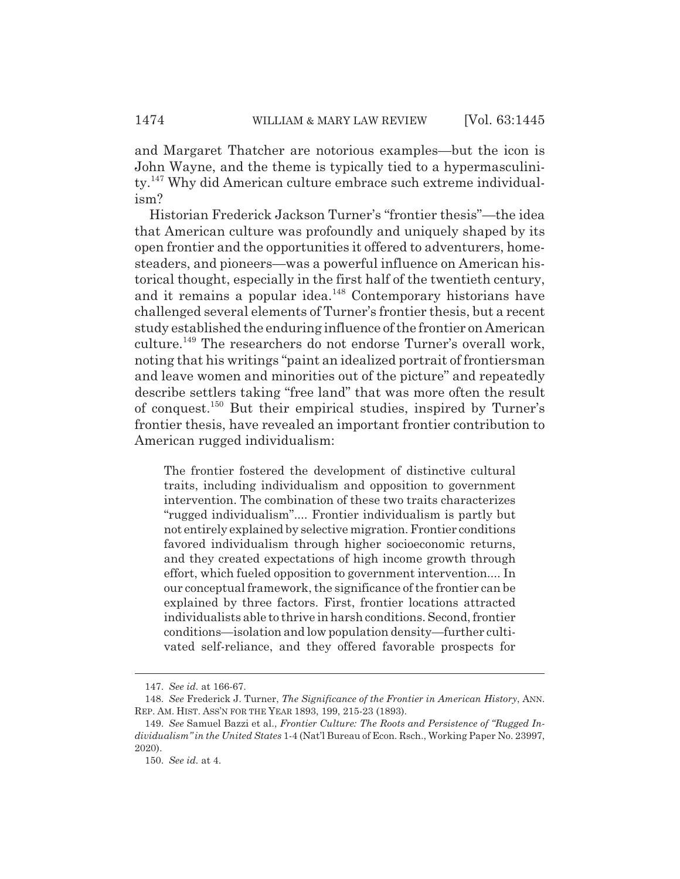and Margaret Thatcher are notorious examples—but the icon is John Wayne, and the theme is typically tied to a hypermasculinity.[147] Why did American culture embrace such extreme individualism?

Historian Frederick Jackson Turner's "frontier thesis"—the idea that American culture was profoundly and uniquely shaped by its open frontier and the opportunities it offered to adventurers, homesteaders, and pioneers—was a powerful influence on American historical thought, especially in the first half of the twentieth century, and it remains a popular idea.[148] Contemporary historians have challenged several elements of Turner's frontier thesis, but a recent study established the enduring influence of the frontier on American culture.[149] The researchers do not endorse Turner's overall work, noting that his writings "paint an idealized portrait of frontiersman and leave women and minorities out of the picture" and repeatedly describe settlers taking "free land" that was more often the result of conquest.[150] But their empirical studies, inspired by Turner's frontier thesis, have revealed an important frontier contribution to American rugged individualism:

> The frontier fostered the development of distinctive cultural traits, including individualism and opposition to government intervention. The combination of these two traits characterizes "rugged individualism".... Frontier individualism is partly but not entirely explained by selective migration. Frontier conditions favored individualism through higher socioeconomic returns, and they created expectations of high income growth through effort, which fueled opposition to government intervention.... In our conceptual framework, the significance of the frontier can be explained by three factors. First, frontier locations attracted individualists able to thrive in harsh conditions. Second, frontier conditions—isolation and low population density—further cultivated self-reliance, and they offered favorable prospects for

---

147. *See id.* at 166-67.

148. *See* Frederick J. Turner, *The Significance of the Frontier in American History*, ANN. REP. AM. HIST. ASS'N FOR THE YEAR 1893, 199, 215-23 (1893).

149. *See* Samuel Bazzi et al., *Frontier Culture: The Roots and Persistence of "Rugged Individualism" in the United States* 1-4 (Nat'l Bureau of Econ. Rsch., Working Paper No. 23997, 2020).

150. *See id.* at 4.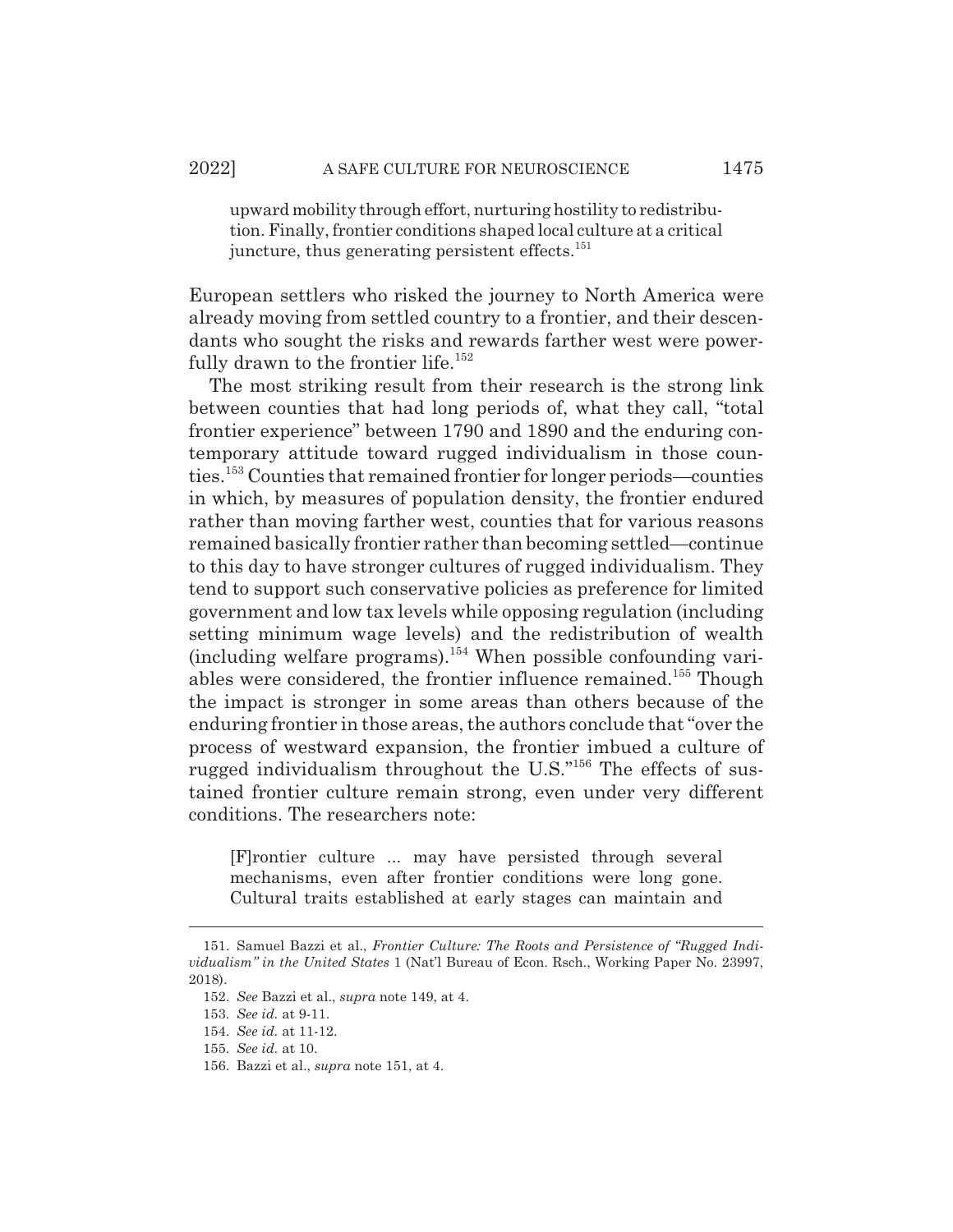upward mobility through effort, nurturing hostility to redistribution. Finally, frontier conditions shaped local culture at a critical juncture, thus generating persistent effects.[151]

European settlers who risked the journey to North America were already moving from settled country to a frontier, and their descendants who sought the risks and rewards farther west were powerfully drawn to the frontier life.[152]

The most striking result from their research is the strong link between counties that had long periods of, what they call, "total frontier experience" between 1790 and 1890 and the enduring contemporary attitude toward rugged individualism in those counties.[153] Counties that remained frontier for longer periods—counties in which, by measures of population density, the frontier endured rather than moving farther west, counties that for various reasons remained basically frontier rather than becoming settled—continue to this day to have stronger cultures of rugged individualism. They tend to support such conservative policies as preference for limited government and low tax levels while opposing regulation (including setting minimum wage levels) and the redistribution of wealth (including welfare programs).[154] When possible confounding variables were considered, the frontier influence remained.[155] Though the impact is stronger in some areas than others because of the enduring frontier in those areas, the authors conclude that "over the process of westward expansion, the frontier imbued a culture of rugged individualism throughout the U.S."[156] The effects of sustained frontier culture remain strong, even under very different conditions. The researchers note:

> [F]rontier culture ... may have persisted through several mechanisms, even after frontier conditions were long gone. Cultural traits established at early stages can maintain and

---

151. Samuel Bazzi et al., *Frontier Culture: The Roots and Persistence of "Rugged Individualism" in the United States* 1 (Nat'l Bureau of Econ. Rsch., Working Paper No. 23997, 2018).

152. *See* Bazzi et al., *supra* note 149, at 4.

153. *See id.* at 9-11.

154. *See id.* at 11-12.

155. *See id.* at 10.

156. Bazzi et al., *supra* note 151, at 4.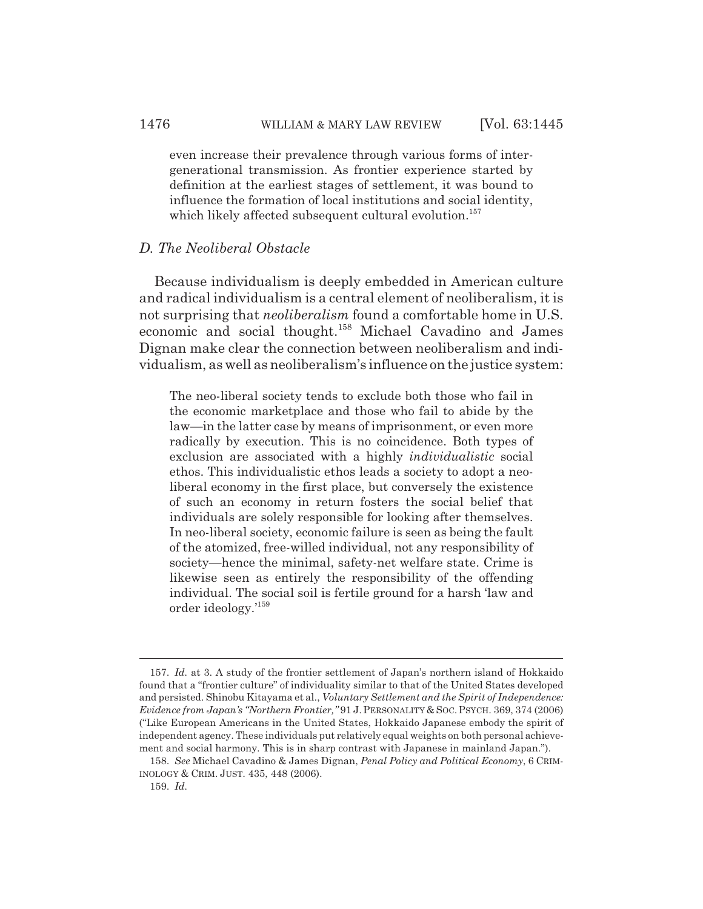even increase their prevalence through various forms of intergenerational transmission. As frontier experience started by definition at the earliest stages of settlement, it was bound to influence the formation of local institutions and social identity, which likely affected subsequent cultural evolution.[157]

### *D. The Neoliberal Obstacle*

Because individualism is deeply embedded in American culture and radical individualism is a central element of neoliberalism, it is not surprising that *neoliberalism* found a comfortable home in U.S. economic and social thought.[158] Michael Cavadino and James Dignan make clear the connection between neoliberalism and individualism, as well as neoliberalism's influence on the justice system:

> The neo-liberal society tends to exclude both those who fail in the economic marketplace and those who fail to abide by the law—in the latter case by means of imprisonment, or even more radically by execution. This is no coincidence. Both types of exclusion are associated with a highly *individualistic* social ethos. This individualistic ethos leads a society to adopt a neoliberal economy in the first place, but conversely the existence of such an economy in return fosters the social belief that individuals are solely responsible for looking after themselves. In neo-liberal society, economic failure is seen as being the fault of the atomized, free-willed individual, not any responsibility of society—hence the minimal, safety-net welfare state. Crime is likewise seen as entirely the responsibility of the offending individual. The social soil is fertile ground for a harsh 'law and order ideology.'[159]

---

157. *Id.* at 3. A study of the frontier settlement of Japan's northern island of Hokkaido found that a "frontier culture" of individuality similar to that of the United States developed and persisted. Shinobu Kitayama et al., *Voluntary Settlement and the Spirit of Independence: Evidence from Japan's "Northern Frontier,"* 91 J. PERSONALITY & SOC. PSYCH. 369, 374 (2006) ("Like European Americans in the United States, Hokkaido Japanese embody the spirit of independent agency. These individuals put relatively equal weights on both personal achievement and social harmony. This is in sharp contrast with Japanese in mainland Japan.").

158. *See* Michael Cavadino & James Dignan, *Penal Policy and Political Economy*, 6 CRIMINOLOGY & CRIM. JUST. 435, 448 (2006).

159. *Id.*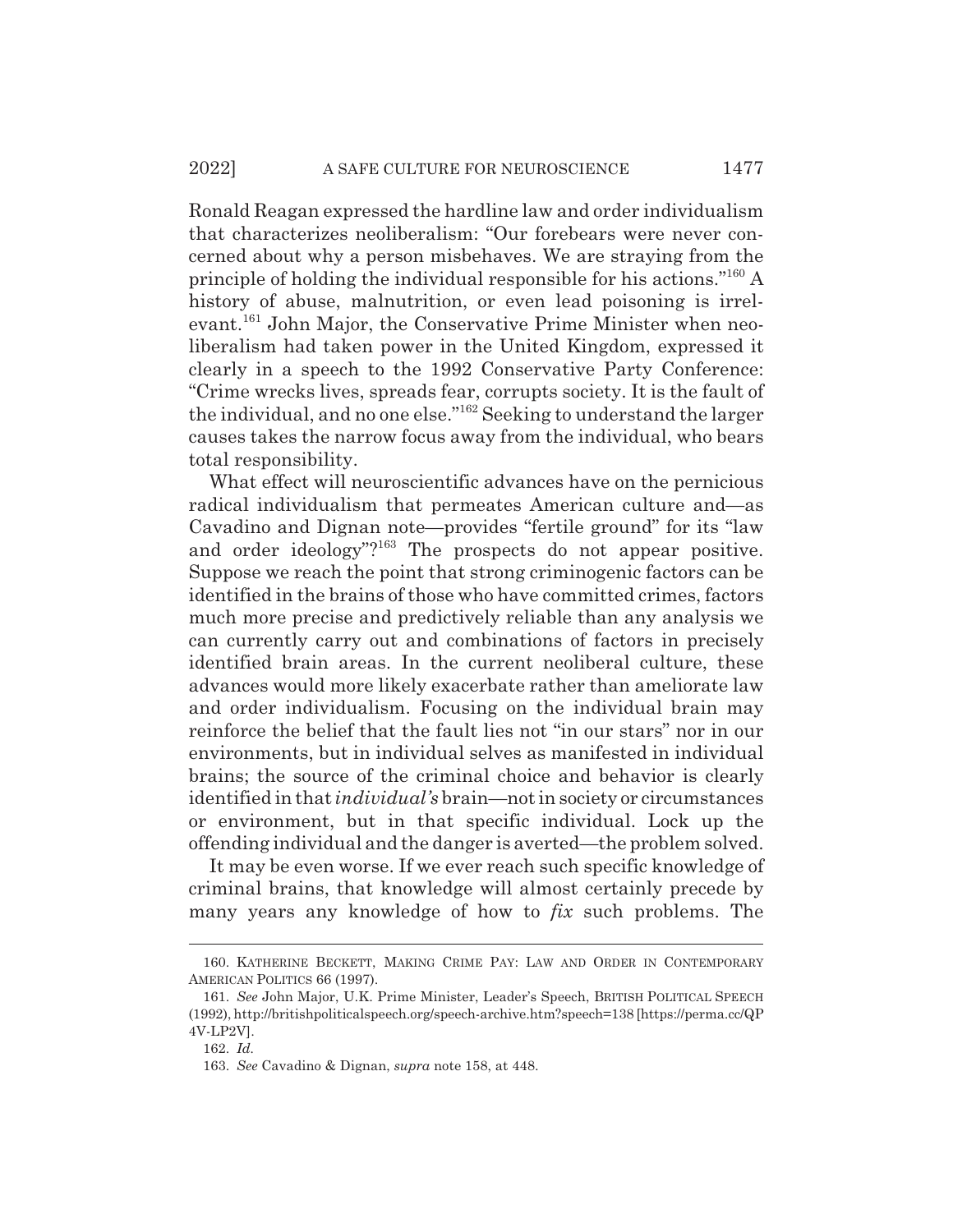Ronald Reagan expressed the hardline law and order individualism that characterizes neoliberalism: "Our forebears were never concerned about why a person misbehaves. We are straying from the principle of holding the individual responsible for his actions."[160] A history of abuse, malnutrition, or even lead poisoning is irrelevant.[161] John Major, the Conservative Prime Minister when neoliberalism had taken power in the United Kingdom, expressed it clearly in a speech to the 1992 Conservative Party Conference: "Crime wrecks lives, spreads fear, corrupts society. It is the fault of the individual, and no one else."[162] Seeking to understand the larger causes takes the narrow focus away from the individual, who bears total responsibility.

What effect will neuroscientific advances have on the pernicious radical individualism that permeates American culture and—as Cavadino and Dignan note—provides "fertile ground" for its "law and order ideology"?[163] The prospects do not appear positive. Suppose we reach the point that strong criminogenic factors can be identified in the brains of those who have committed crimes, factors much more precise and predictively reliable than any analysis we can currently carry out and combinations of factors in precisely identified brain areas. In the current neoliberal culture, these advances would more likely exacerbate rather than ameliorate law and order individualism. Focusing on the individual brain may reinforce the belief that the fault lies not "in our stars" nor in our environments, but in individual selves as manifested in individual brains; the source of the criminal choice and behavior is clearly identified in that *individual's* brain—not in society or circumstances or environment, but in that specific individual. Lock up the offending individual and the danger is averted—the problem solved.

It may be even worse. If we ever reach such specific knowledge of criminal brains, that knowledge will almost certainly precede by many years any knowledge of how to *fix* such problems. The

---

160. KATHERINE BECKETT, MAKING CRIME PAY: LAW AND ORDER IN CONTEMPORARY AMERICAN POLITICS 66 (1997).

161. *See* John Major, U.K. Prime Minister, Leader's Speech, BRITISH POLITICAL SPEECH (1992), http://britishpoliticalspeech.org/speech-archive.htm?speech=138 [https://perma.cc/QP4V-LP2V].

162. *Id.*

163. *See* Cavadino & Dignan, *supra* note 158, at 448.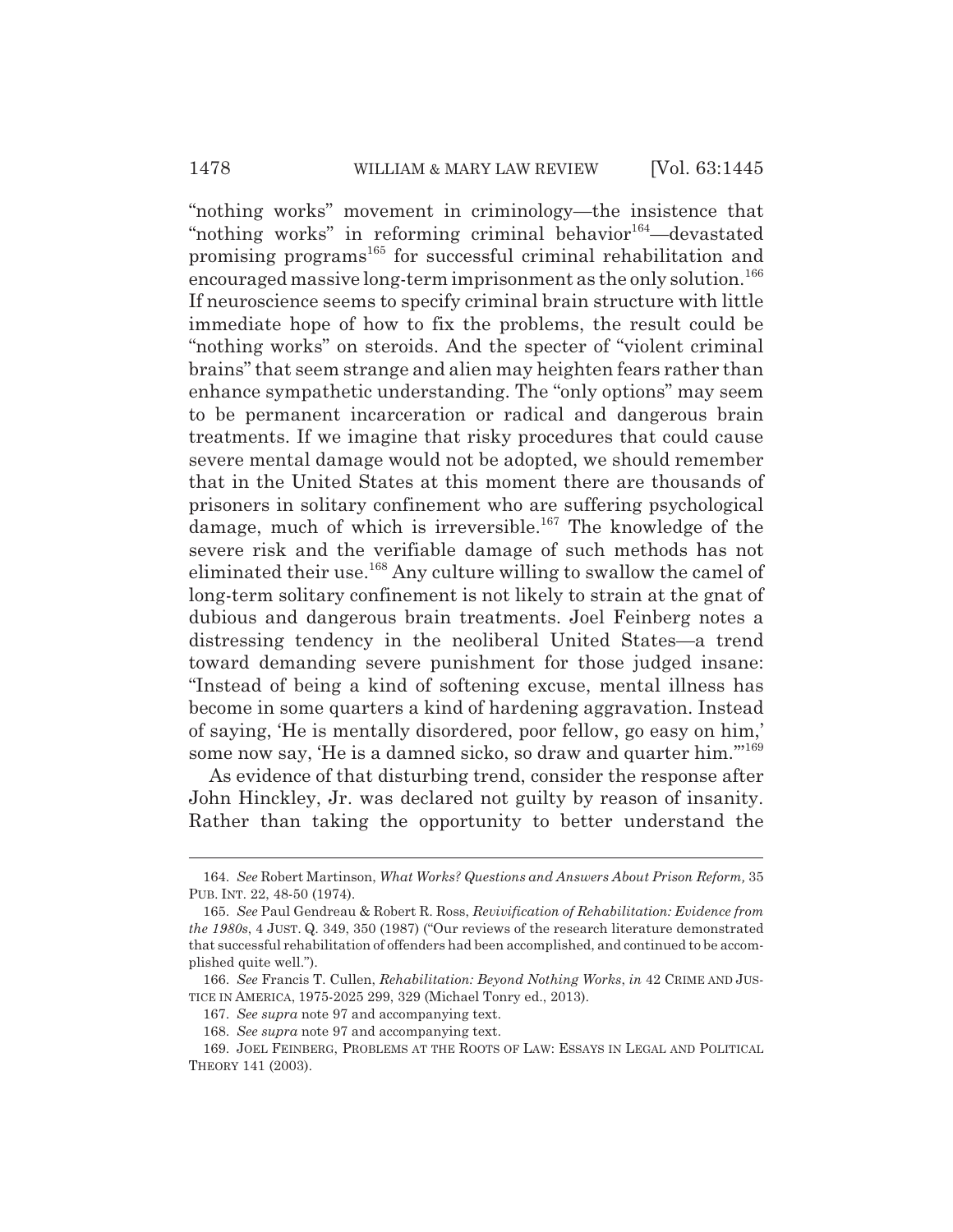"nothing works" movement in criminology—the insistence that "nothing works" in reforming criminal behavior[164]—devastated promising programs[165] for successful criminal rehabilitation and encouraged massive long-term imprisonment as the only solution.[166] If neuroscience seems to specify criminal brain structure with little immediate hope of how to fix the problems, the result could be "nothing works" on steroids. And the specter of "violent criminal brains" that seem strange and alien may heighten fears rather than enhance sympathetic understanding. The "only options" may seem to be permanent incarceration or radical and dangerous brain treatments. If we imagine that risky procedures that could cause severe mental damage would not be adopted, we should remember that in the United States at this moment there are thousands of prisoners in solitary confinement who are suffering psychological damage, much of which is irreversible.[167] The knowledge of the severe risk and the verifiable damage of such methods has not eliminated their use.[168] Any culture willing to swallow the camel of long-term solitary confinement is not likely to strain at the gnat of dubious and dangerous brain treatments. Joel Feinberg notes a distressing tendency in the neoliberal United States—a trend toward demanding severe punishment for those judged insane: "Instead of being a kind of softening excuse, mental illness has become in some quarters a kind of hardening aggravation. Instead of saying, 'He is mentally disordered, poor fellow, go easy on him,' some now say, 'He is a damned sicko, so draw and quarter him.'"[169]

As evidence of that disturbing trend, consider the response after John Hinckley, Jr. was declared not guilty by reason of insanity. Rather than taking the opportunity to better understand the

---

164. *See* Robert Martinson, *What Works? Questions and Answers About Prison Reform,* 35 PUB. INT. 22, 48-50 (1974).

165. *See* Paul Gendreau & Robert R. Ross, *Revivification of Rehabilitation: Evidence from the 1980s*, 4 JUST. Q. 349, 350 (1987) ("Our reviews of the research literature demonstrated that successful rehabilitation of offenders had been accomplished, and continued to be accomplished quite well.").

166. *See* Francis T. Cullen, *Rehabilitation: Beyond Nothing Works*, *in* 42 CRIME AND JUSTICE IN AMERICA, 1975-2025 299, 329 (Michael Tonry ed., 2013).

167. *See supra* note 97 and accompanying text.

168. *See supra* note 97 and accompanying text.

169. JOEL FEINBERG, PROBLEMS AT THE ROOTS OF LAW: ESSAYS IN LEGAL AND POLITICAL THEORY 141 (2003).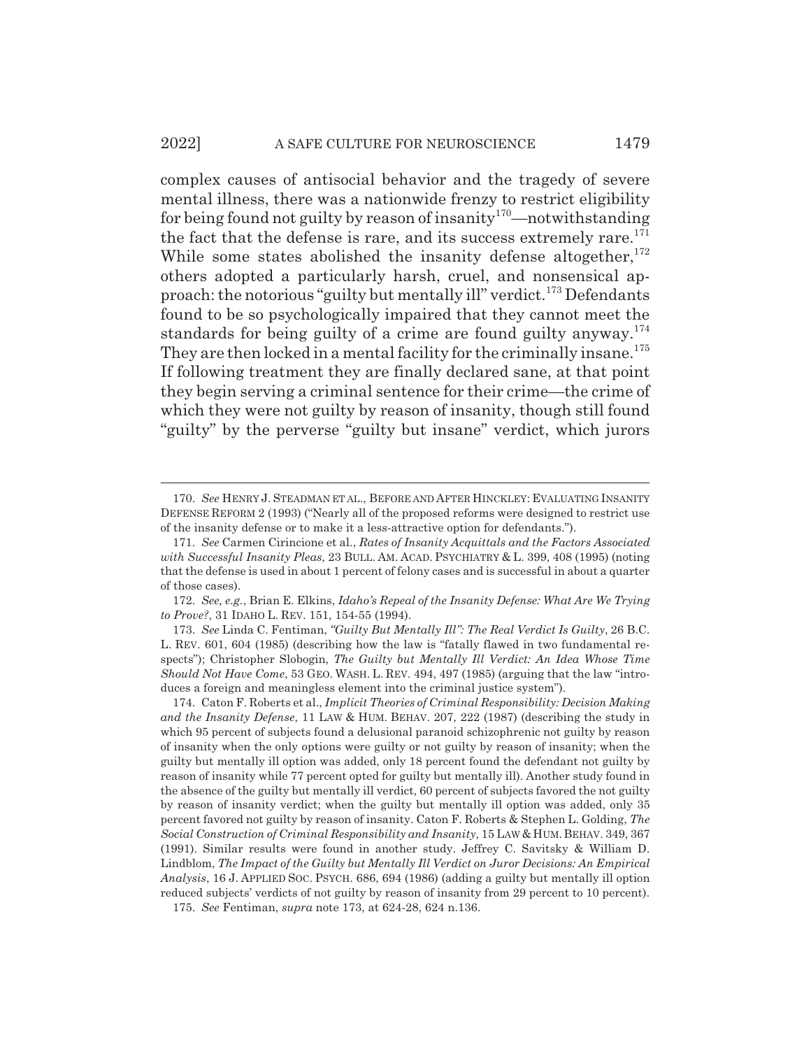complex causes of antisocial behavior and the tragedy of severe mental illness, there was a nationwide frenzy to restrict eligibility for being found not guilty by reason of insanity[170]—notwithstanding the fact that the defense is rare, and its success extremely rare.[171] While some states abolished the insanity defense altogether,[172] others adopted a particularly harsh, cruel, and nonsensical approach: the notorious "guilty but mentally ill" verdict.[173] Defendants found to be so psychologically impaired that they cannot meet the standards for being guilty of a crime are found guilty anyway.[174] They are then locked in a mental facility for the criminally insane.[175] If following treatment they are finally declared sane, at that point they begin serving a criminal sentence for their crime—the crime of which they were not guilty by reason of insanity, though still found "guilty" by the perverse "guilty but insane" verdict, which jurors

---

170. *See* HENRY J. STEADMAN ET AL., BEFORE AND AFTER HINCKLEY: EVALUATING INSANITY DEFENSE REFORM 2 (1993) ("Nearly all of the proposed reforms were designed to restrict use of the insanity defense or to make it a less-attractive option for defendants.").

171. *See* Carmen Cirincione et al., *Rates of Insanity Acquittals and the Factors Associated with Successful Insanity Pleas*, 23 BULL. AM. ACAD. PSYCHIATRY & L. 399, 408 (1995) (noting that the defense is used in about 1 percent of felony cases and is successful in about a quarter of those cases).

172. *See, e.g.*, Brian E. Elkins, *Idaho's Repeal of the Insanity Defense: What Are We Trying to Prove?*, 31 IDAHO L. REV. 151, 154-55 (1994).

173. *See* Linda C. Fentiman, *"Guilty But Mentally Ill": The Real Verdict Is Guilty*, 26 B.C. L. REV. 601, 604 (1985) (describing how the law is "fatally flawed in two fundamental respects"); Christopher Slobogin, *The Guilty but Mentally Ill Verdict: An Idea Whose Time Should Not Have Come*, 53 GEO. WASH. L. REV. 494, 497 (1985) (arguing that the law "introduces a foreign and meaningless element into the criminal justice system").

174. Caton F. Roberts et al., *Implicit Theories of Criminal Responsibility: Decision Making and the Insanity Defense*, 11 LAW & HUM. BEHAV. 207, 222 (1987) (describing the study in which 95 percent of subjects found a delusional paranoid schizophrenic not guilty by reason of insanity when the only options were guilty or not guilty by reason of insanity; when the guilty but mentally ill option was added, only 18 percent found the defendant not guilty by reason of insanity while 77 percent opted for guilty but mentally ill). Another study found in the absence of the guilty but mentally ill verdict, 60 percent of subjects favored the not guilty by reason of insanity verdict; when the guilty but mentally ill option was added, only 35 percent favored not guilty by reason of insanity. Caton F. Roberts & Stephen L. Golding, *The Social Construction of Criminal Responsibility and Insanity*, 15 LAW & HUM. BEHAV. 349, 367 (1991). Similar results were found in another study. Jeffrey C. Savitsky & William D. Lindblom, *The Impact of the Guilty but Mentally Ill Verdict on Juror Decisions: An Empirical Analysis*, 16 J. APPLIED SOC. PSYCH. 686, 694 (1986) (adding a guilty but mentally ill option reduced subjects' verdicts of not guilty by reason of insanity from 29 percent to 10 percent).

175. *See* Fentiman, *supra* note 173, at 624-28, 624 n.136.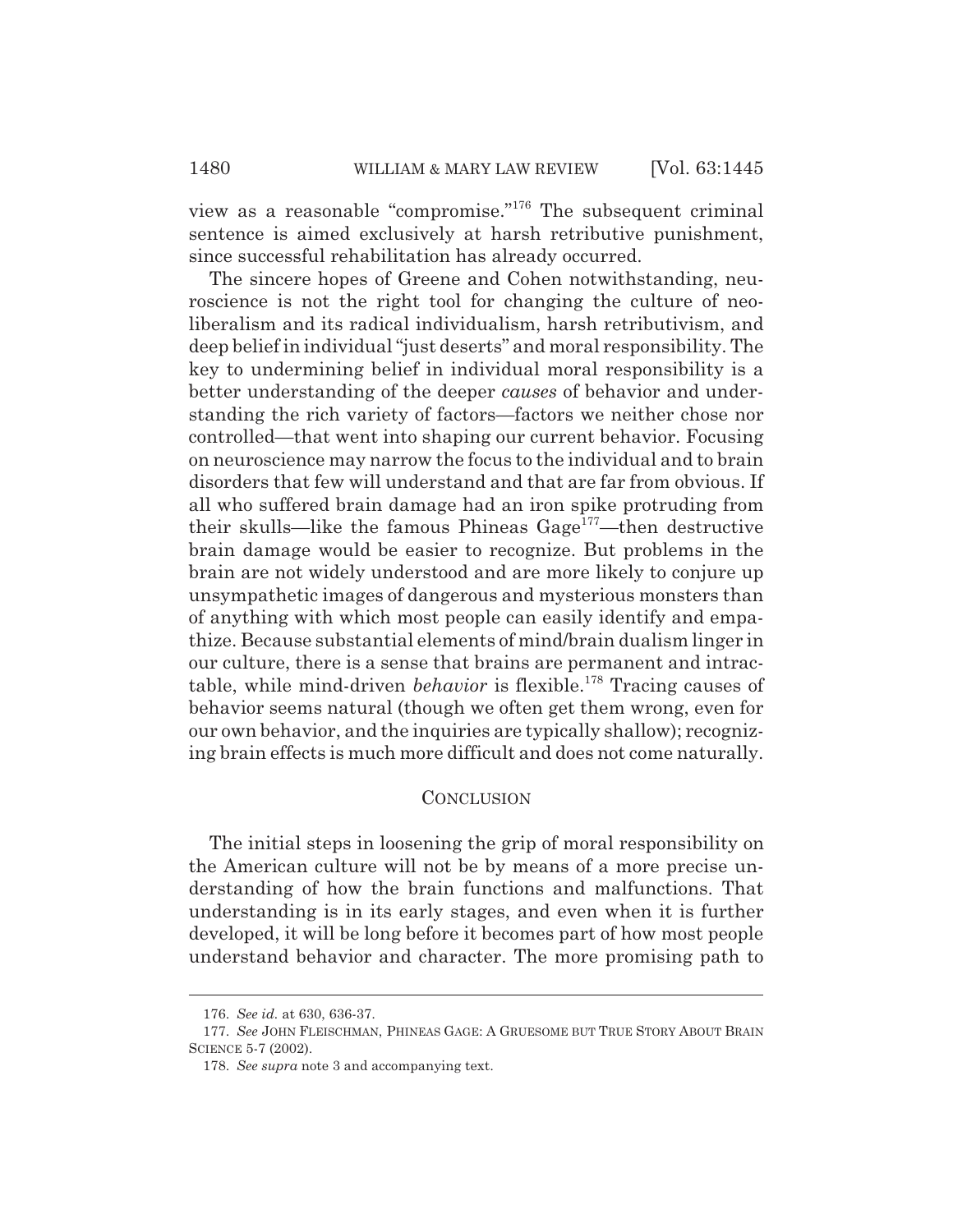view as a reasonable "compromise."[176] The subsequent criminal sentence is aimed exclusively at harsh retributive punishment, since successful rehabilitation has already occurred.

The sincere hopes of Greene and Cohen notwithstanding, neuroscience is not the right tool for changing the culture of neoliberalism and its radical individualism, harsh retributivism, and deep belief in individual "just deserts" and moral responsibility. The key to undermining belief in individual moral responsibility is a better understanding of the deeper *causes* of behavior and understanding the rich variety of factors—factors we neither chose nor controlled—that went into shaping our current behavior. Focusing on neuroscience may narrow the focus to the individual and to brain disorders that few will understand and that are far from obvious. If all who suffered brain damage had an iron spike protruding from their skulls—like the famous Phineas Gage[177]—then destructive brain damage would be easier to recognize. But problems in the brain are not widely understood and are more likely to conjure up unsympathetic images of dangerous and mysterious monsters than of anything with which most people can easily identify and empathize. Because substantial elements of mind/brain dualism linger in our culture, there is a sense that brains are permanent and intractable, while mind-driven *behavior* is flexible.[178] Tracing causes of behavior seems natural (though we often get them wrong, even for our own behavior, and the inquiries are typically shallow); recognizing brain effects is much more difficult and does not come naturally.

## CONCLUSION

The initial steps in loosening the grip of moral responsibility on the American culture will not be by means of a more precise understanding of how the brain functions and malfunctions. That understanding is in its early stages, and even when it is further developed, it will be long before it becomes part of how most people understand behavior and character. The more promising path to

---

176. *See id.* at 630, 636-37.

177. *See* JOHN FLEISCHMAN, PHINEAS GAGE: A GRUESOME BUT TRUE STORY ABOUT BRAIN SCIENCE 5-7 (2002).

178. *See supra* note 3 and accompanying text.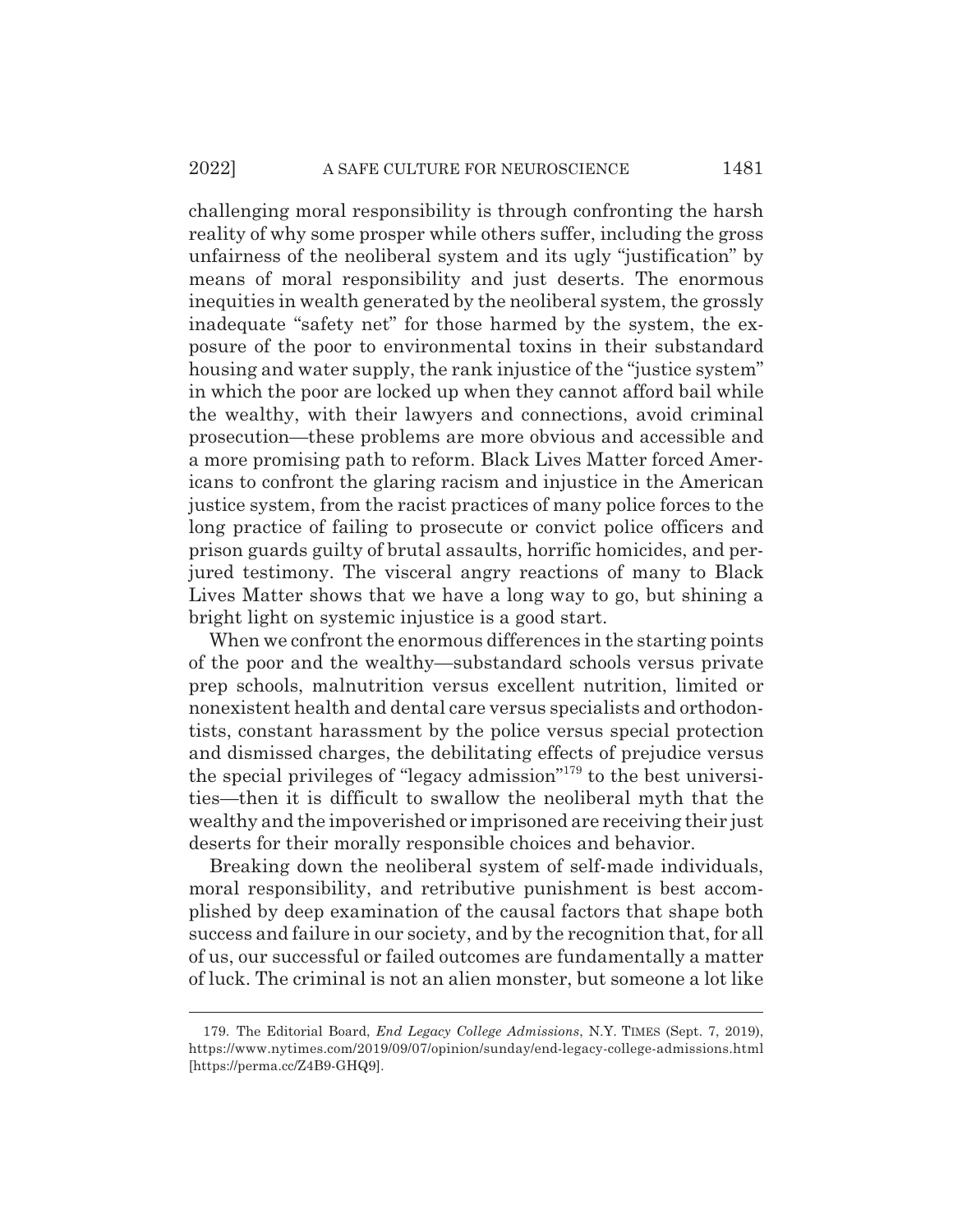challenging moral responsibility is through confronting the harsh reality of why some prosper while others suffer, including the gross unfairness of the neoliberal system and its ugly "justification" by means of moral responsibility and just deserts. The enormous inequities in wealth generated by the neoliberal system, the grossly inadequate "safety net" for those harmed by the system, the exposure of the poor to environmental toxins in their substandard housing and water supply, the rank injustice of the "justice system" in which the poor are locked up when they cannot afford bail while the wealthy, with their lawyers and connections, avoid criminal prosecution—these problems are more obvious and accessible and a more promising path to reform. Black Lives Matter forced Americans to confront the glaring racism and injustice in the American justice system, from the racist practices of many police forces to the long practice of failing to prosecute or convict police officers and prison guards guilty of brutal assaults, horrific homicides, and perjured testimony. The visceral angry reactions of many to Black Lives Matter shows that we have a long way to go, but shining a bright light on systemic injustice is a good start.

When we confront the enormous differences in the starting points of the poor and the wealthy—substandard schools versus private prep schools, malnutrition versus excellent nutrition, limited or nonexistent health and dental care versus specialists and orthodontists, constant harassment by the police versus special protection and dismissed charges, the debilitating effects of prejudice versus the special privileges of "legacy admission"[179] to the best universities—then it is difficult to swallow the neoliberal myth that the wealthy and the impoverished or imprisoned are receiving their just deserts for their morally responsible choices and behavior.

Breaking down the neoliberal system of self-made individuals, moral responsibility, and retributive punishment is best accomplished by deep examination of the causal factors that shape both success and failure in our society, and by the recognition that, for all of us, our successful or failed outcomes are fundamentally a matter of luck. The criminal is not an alien monster, but someone a lot like

179. The Editorial Board, *End Legacy College Admissions*, N.Y. TIMES (Sept. 7, 2019), https://www.nytimes.com/2019/09/07/opinion/sunday/end-legacy-college-admissions.html [https://perma.cc/Z4B9-GHQ9].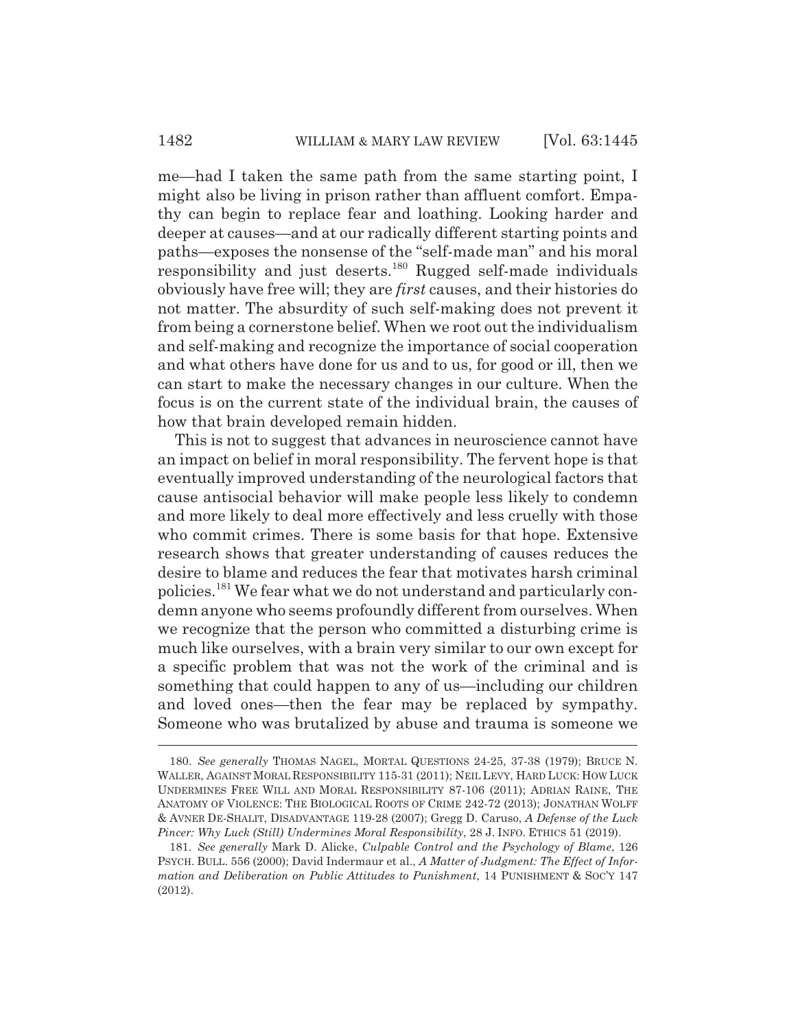me—had I taken the same path from the same starting point, I might also be living in prison rather than affluent comfort. Empathy can begin to replace fear and loathing. Looking harder and deeper at causes—and at our radically different starting points and paths—exposes the nonsense of the "self-made man" and his moral responsibility and just deserts.[180] Rugged self-made individuals obviously have free will; they are *first* causes, and their histories do not matter. The absurdity of such self-making does not prevent it from being a cornerstone belief. When we root out the individualism and self-making and recognize the importance of social cooperation and what others have done for us and to us, for good or ill, then we can start to make the necessary changes in our culture. When the focus is on the current state of the individual brain, the causes of how that brain developed remain hidden.

This is not to suggest that advances in neuroscience cannot have an impact on belief in moral responsibility. The fervent hope is that eventually improved understanding of the neurological factors that cause antisocial behavior will make people less likely to condemn and more likely to deal more effectively and less cruelly with those who commit crimes. There is some basis for that hope. Extensive research shows that greater understanding of causes reduces the desire to blame and reduces the fear that motivates harsh criminal policies.[181] We fear what we do not understand and particularly condemn anyone who seems profoundly different from ourselves. When we recognize that the person who committed a disturbing crime is much like ourselves, with a brain very similar to our own except for a specific problem that was not the work of the criminal and is something that could happen to any of us—including our children and loved ones—then the fear may be replaced by sympathy. Someone who was brutalized by abuse and trauma is someone we

---

180. *See generally* THOMAS NAGEL, MORTAL QUESTIONS 24-25, 37-38 (1979); BRUCE N. WALLER, AGAINST MORAL RESPONSIBILITY 115-31 (2011); NEIL LEVY, HARD LUCK: HOW LUCK UNDERMINES FREE WILL AND MORAL RESPONSIBILITY 87-106 (2011); ADRIAN RAINE, THE ANATOMY OF VIOLENCE: THE BIOLOGICAL ROOTS OF CRIME 242-72 (2013); JONATHAN WOLFF & AVNER DE-SHALIT, DISADVANTAGE 119-28 (2007); Gregg D. Caruso, *A Defense of the Luck Pincer: Why Luck (Still) Undermines Moral Responsibility*, 28 J. INFO. ETHICS 51 (2019).

181. *See generally* Mark D. Alicke, *Culpable Control and the Psychology of Blame*, 126 PSYCH. BULL. 556 (2000); David Indermaur et al., *A Matter of Judgment: The Effect of Information and Deliberation on Public Attitudes to Punishment*, 14 PUNISHMENT & SOC'Y 147 (2012).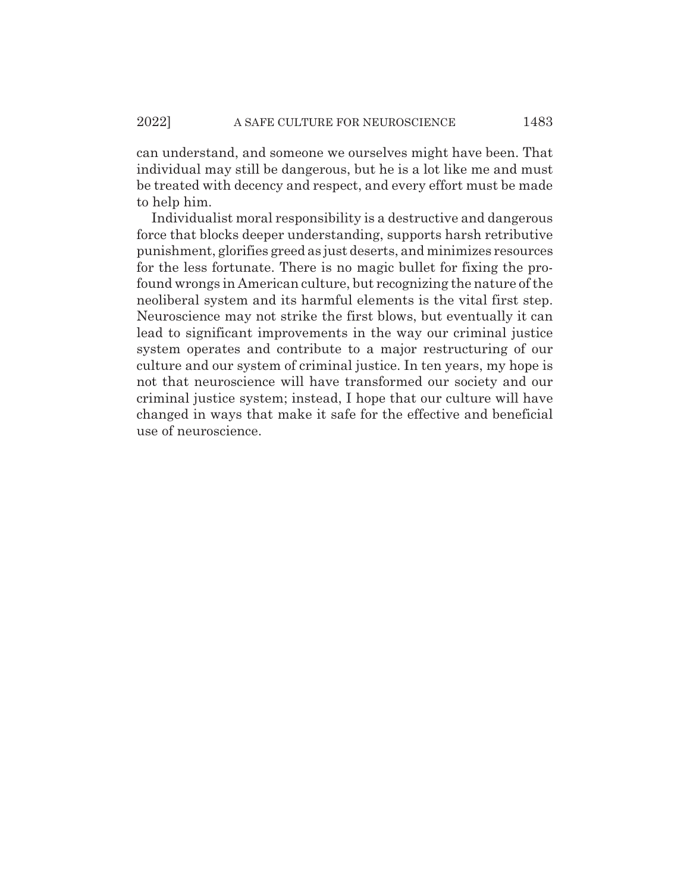can understand, and someone we ourselves might have been. That individual may still be dangerous, but he is a lot like me and must be treated with decency and respect, and every effort must be made to help him.

Individualist moral responsibility is a destructive and dangerous force that blocks deeper understanding, supports harsh retributive punishment, glorifies greed as just deserts, and minimizes resources for the less fortunate. There is no magic bullet for fixing the profound wrongs in American culture, but recognizing the nature of the neoliberal system and its harmful elements is the vital first step. Neuroscience may not strike the first blows, but eventually it can lead to significant improvements in the way our criminal justice system operates and contribute to a major restructuring of our culture and our system of criminal justice. In ten years, my hope is not that neuroscience will have transformed our society and our criminal justice system; instead, I hope that our culture will have changed in ways that make it safe for the effective and beneficial use of neuroscience.